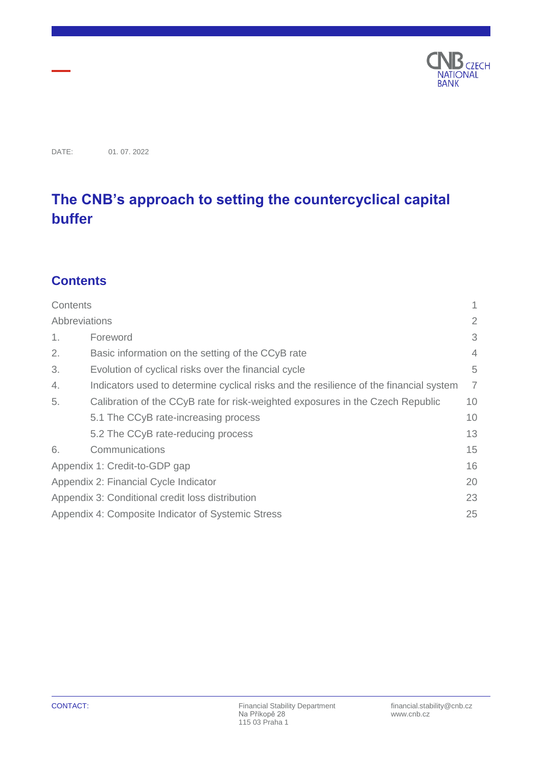DATE: 01. 07. 2022

# The CNB's approach to setting the countercyclical capital buffer

## Contents

| | | |
|---|---|---|
| Contents | | 1 |
| Abbreviations | | 2 |
| 1. | Foreword | 3 |
| 2. | Basic information on the setting of the CCyB rate | 4 |
| 3. | Evolution of cyclical risks over the financial cycle | 5 |
| 4. | Indicators used to determine cyclical risks and the resilience of the financial system | 7 |
| 5. | Calibration of the CCyB rate for risk-weighted exposures in the Czech Republic | 10 |
| | 5.1 The CCyB rate-increasing process | 10 |
| | 5.2 The CCyB rate-reducing process | 13 |
| 6. | Communications | 15 |
| Appendix 1: Credit-to-GDP gap | | 16 |
| Appendix 2: Financial Cycle Indicator | | 20 |
| Appendix 3: Conditional credit loss distribution | | 23 |
| Appendix 4: Composite Indicator of Systemic Stress | | 25 |

CONTACT:

Financial Stability Department
Na Příkopě 28
115 03 Praha 1

financial.stability@cnb.cz
www.cnb.cz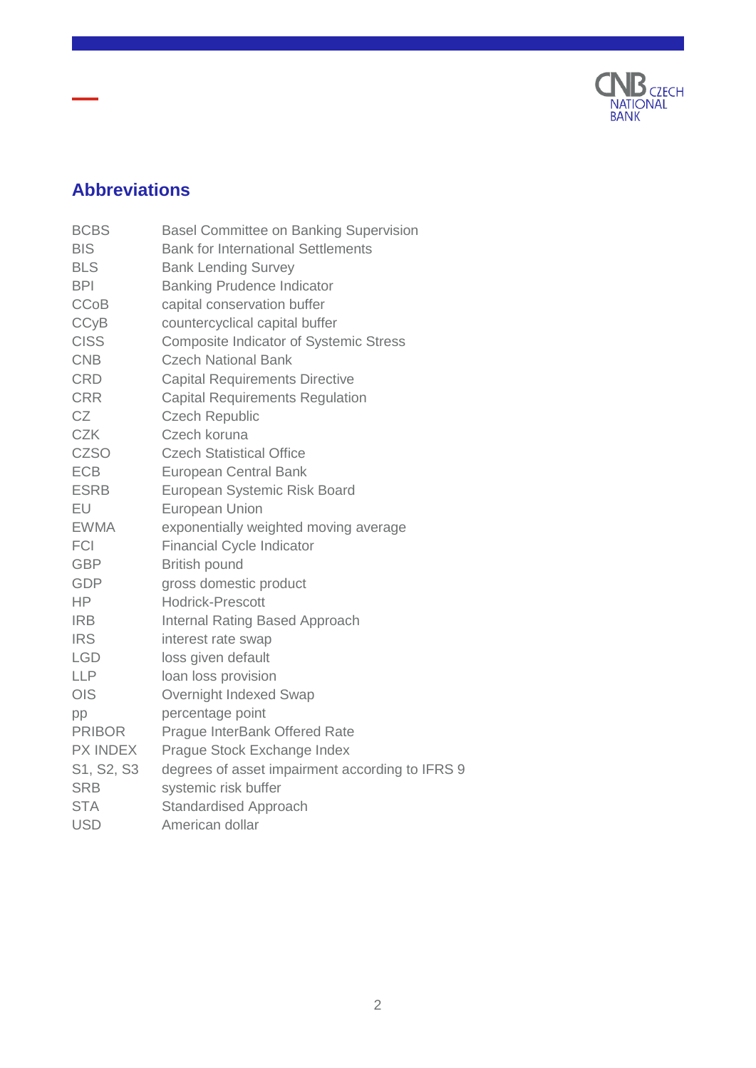## Abbreviations

| | |
|---|---|
| BCBS | Basel Committee on Banking Supervision |
| BIS | Bank for International Settlements |
| BLS | Bank Lending Survey |
| BPI | Banking Prudence Indicator |
| CCoB | capital conservation buffer |
| CCyB | countercyclical capital buffer |
| CISS | Composite Indicator of Systemic Stress |
| CNB | Czech National Bank |
| CRD | Capital Requirements Directive |
| CRR | Capital Requirements Regulation |
| CZ | Czech Republic |
| CZK | Czech koruna |
| CZSO | Czech Statistical Office |
| ECB | European Central Bank |
| ESRB | European Systemic Risk Board |
| EU | European Union |
| EWMA | exponentially weighted moving average |
| FCI | Financial Cycle Indicator |
| GBP | British pound |
| GDP | gross domestic product |
| HP | Hodrick-Prescott |
| IRB | Internal Rating Based Approach |
| IRS | interest rate swap |
| LGD | loss given default |
| LLP | loan loss provision |
| OIS | Overnight Indexed Swap |
| pp | percentage point |
| PRIBOR | Prague InterBank Offered Rate |
| PX INDEX | Prague Stock Exchange Index |
| S1, S2, S3 | degrees of asset impairment according to IFRS 9 |
| SRB | systemic risk buffer |
| STA | Standardised Approach |
| USD | American dollar |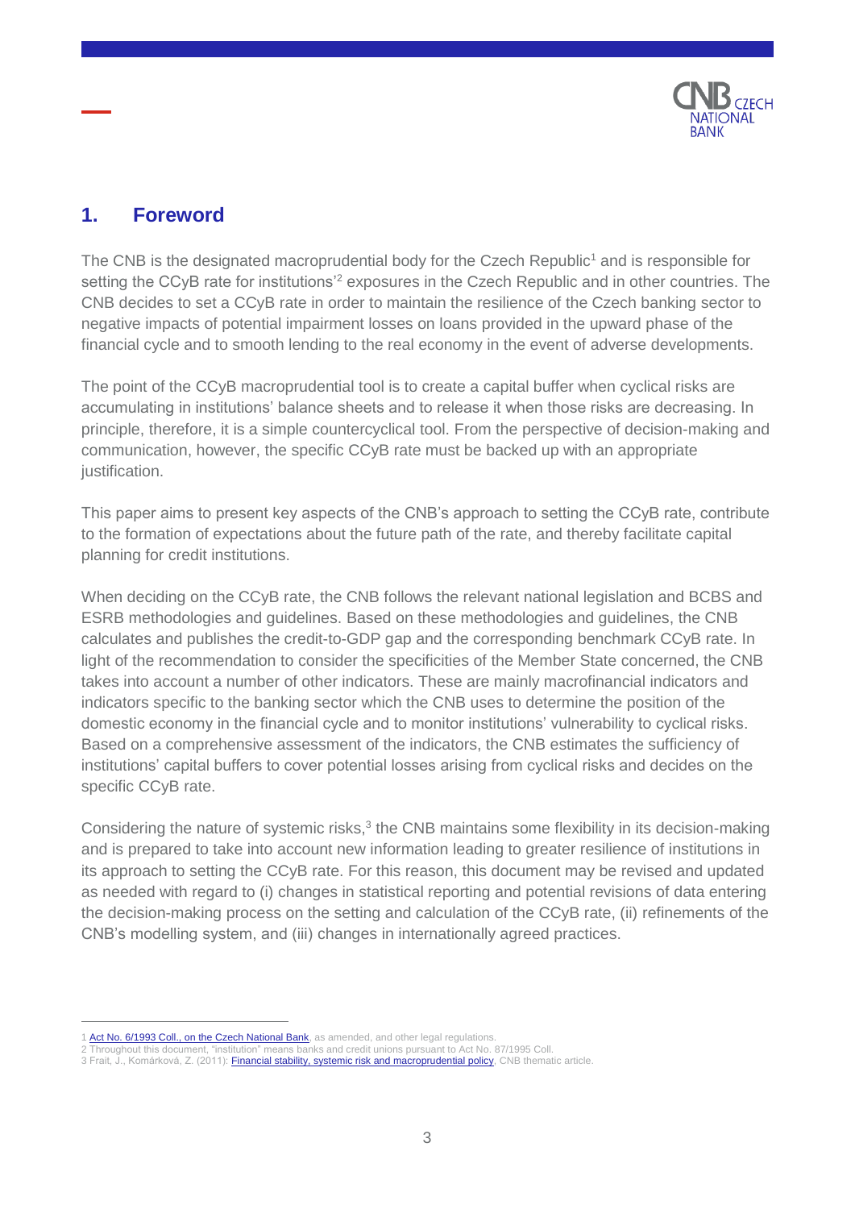## 1. Foreword

The CNB is the designated macroprudential body for the Czech Republic[1] and is responsible for setting the CCyB rate for institutions'[2] exposures in the Czech Republic and in other countries. The CNB decides to set a CCyB rate in order to maintain the resilience of the Czech banking sector to negative impacts of potential impairment losses on loans provided in the upward phase of the financial cycle and to smooth lending to the real economy in the event of adverse developments.

The point of the CCyB macroprudential tool is to create a capital buffer when cyclical risks are accumulating in institutions' balance sheets and to release it when those risks are decreasing. In principle, therefore, it is a simple countercyclical tool. From the perspective of decision-making and communication, however, the specific CCyB rate must be backed up with an appropriate justification.

This paper aims to present key aspects of the CNB's approach to setting the CCyB rate, contribute to the formation of expectations about the future path of the rate, and thereby facilitate capital planning for credit institutions.

When deciding on the CCyB rate, the CNB follows the relevant national legislation and BCBS and ESRB methodologies and guidelines. Based on these methodologies and guidelines, the CNB calculates and publishes the credit-to-GDP gap and the corresponding benchmark CCyB rate. In light of the recommendation to consider the specificities of the Member State concerned, the CNB takes into account a number of other indicators. These are mainly macrofinancial indicators and indicators specific to the banking sector which the CNB uses to determine the position of the domestic economy in the financial cycle and to monitor institutions' vulnerability to cyclical risks. Based on a comprehensive assessment of the indicators, the CNB estimates the sufficiency of institutions' capital buffers to cover potential losses arising from cyclical risks and decides on the specific CCyB rate.

Considering the nature of systemic risks,[3] the CNB maintains some flexibility in its decision-making and is prepared to take into account new information leading to greater resilience of institutions in its approach to setting the CCyB rate. For this reason, this document may be revised and updated as needed with regard to (i) changes in statistical reporting and potential revisions of data entering the decision-making process on the setting and calculation of the CCyB rate, (ii) refinements of the CNB's modelling system, and (iii) changes in internationally agreed practices.

---

1 Act No. 6/1993 Coll., on the Czech National Bank, as amended, and other legal regulations.
2 Throughout this document, "institution" means banks and credit unions pursuant to Act No. 87/1995 Coll.
3 Frait, J., Komárková, Z. (2011): Financial stability, systemic risk and macroprudential policy, CNB thematic article.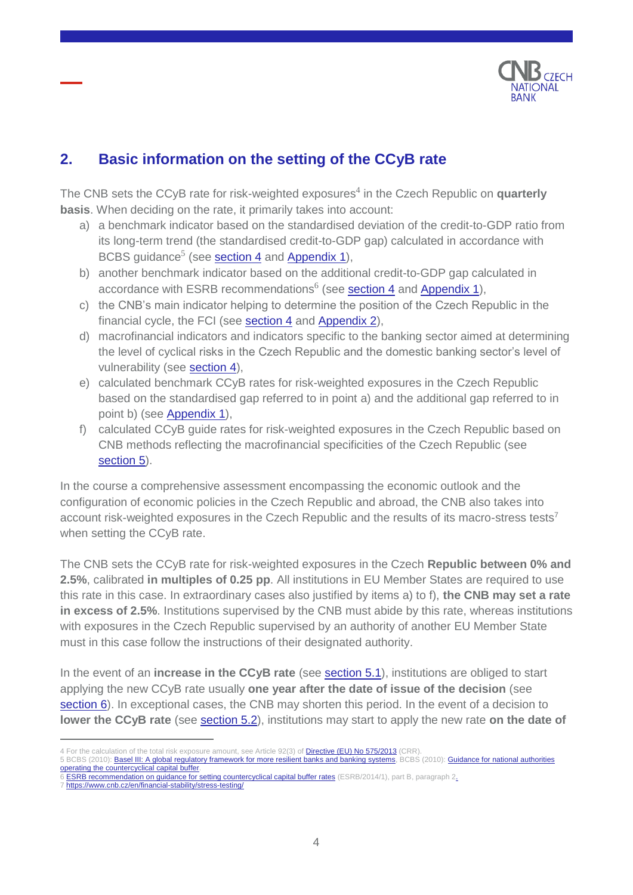## 2. Basic information on the setting of the CCyB rate

The CNB sets the CCyB rate for risk-weighted exposures[4] in the Czech Republic on **quarterly basis**. When deciding on the rate, it primarily takes into account:

a) a benchmark indicator based on the standardised deviation of the credit-to-GDP ratio from its long-term trend (the standardised credit-to-GDP gap) calculated in accordance with BCBS guidance[5] (see section 4 and Appendix 1),

b) another benchmark indicator based on the additional credit-to-GDP gap calculated in accordance with ESRB recommendations[6] (see section 4 and Appendix 1),

c) the CNB's main indicator helping to determine the position of the Czech Republic in the financial cycle, the FCI (see section 4 and Appendix 2),

d) macrofinancial indicators and indicators specific to the banking sector aimed at determining the level of cyclical risks in the Czech Republic and the domestic banking sector's level of vulnerability (see section 4),

e) calculated benchmark CCyB rates for risk-weighted exposures in the Czech Republic based on the standardised gap referred to in point a) and the additional gap referred to in point b) (see Appendix 1),

f) calculated CCyB guide rates for risk-weighted exposures in the Czech Republic based on CNB methods reflecting the macrofinancial specificities of the Czech Republic (see section 5).

In the course a comprehensive assessment encompassing the economic outlook and the configuration of economic policies in the Czech Republic and abroad, the CNB also takes into account risk-weighted exposures in the Czech Republic and the results of its macro-stress tests[7] when setting the CCyB rate.

The CNB sets the CCyB rate for risk-weighted exposures in the Czech **Republic between 0% and 2.5%**, calibrated **in multiples of 0.25 pp**. All institutions in EU Member States are required to use this rate in this case. In extraordinary cases also justified by items a) to f), **the CNB may set a rate in excess of 2.5%**. Institutions supervised by the CNB must abide by this rate, whereas institutions with exposures in the Czech Republic supervised by an authority of another EU Member State must in this case follow the instructions of their designated authority.

In the event of an **increase in the CCyB rate** (see section 5.1), institutions are obliged to start applying the new CCyB rate usually **one year after the date of issue of the decision** (see section 6). In exceptional cases, the CNB may shorten this period. In the event of a decision to **lower the CCyB rate** (see section 5.2), institutions may start to apply the new rate **on the date of**

---

4 For the calculation of the total risk exposure amount, see Article 92(3) of Directive (EU) No 575/2013 (CRR).

5 BCBS (2010): Basel III: A global regulatory framework for more resilient banks and banking systems, BCBS (2010): Guidance for national authorities operating the countercyclical capital buffer.

6 ESRB recommendation on guidance for setting countercyclical capital buffer rates (ESRB/2014/1), part B, paragraph 2.

7 https://www.cnb.cz/en/financial-stability/stress-testing/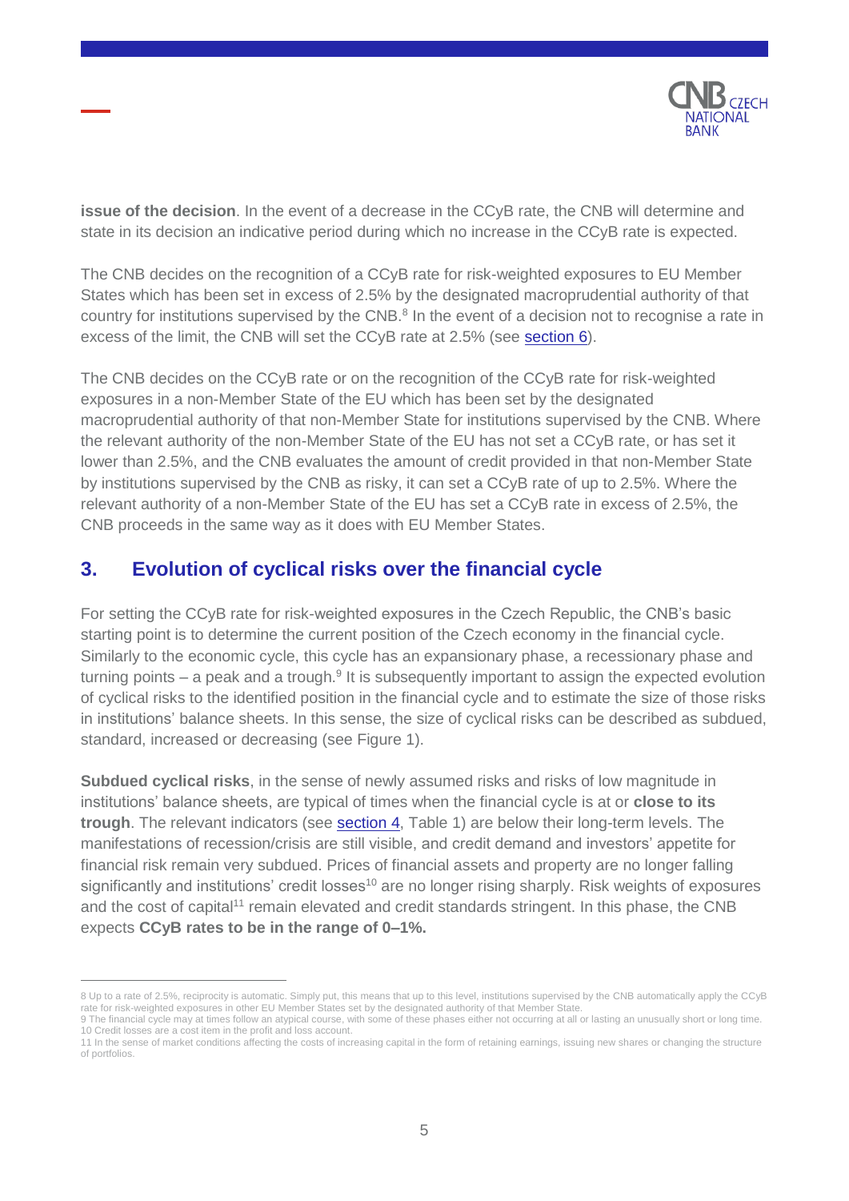**issue of the decision**. In the event of a decrease in the CCyB rate, the CNB will determine and state in its decision an indicative period during which no increase in the CCyB rate is expected.

The CNB decides on the recognition of a CCyB rate for risk-weighted exposures to EU Member States which has been set in excess of 2.5% by the designated macroprudential authority of that country for institutions supervised by the CNB.[8] In the event of a decision not to recognise a rate in excess of the limit, the CNB will set the CCyB rate at 2.5% (see section 6).

The CNB decides on the CCyB rate or on the recognition of the CCyB rate for risk-weighted exposures in a non-Member State of the EU which has been set by the designated macroprudential authority of that non-Member State for institutions supervised by the CNB. Where the relevant authority of the non-Member State of the EU has not set a CCyB rate, or has set it lower than 2.5%, and the CNB evaluates the amount of credit provided in that non-Member State by institutions supervised by the CNB as risky, it can set a CCyB rate of up to 2.5%. Where the relevant authority of a non-Member State of the EU has set a CCyB rate in excess of 2.5%, the CNB proceeds in the same way as it does with EU Member States.

## 3. Evolution of cyclical risks over the financial cycle

For setting the CCyB rate for risk-weighted exposures in the Czech Republic, the CNB's basic starting point is to determine the current position of the Czech economy in the financial cycle. Similarly to the economic cycle, this cycle has an expansionary phase, a recessionary phase and turning points – a peak and a trough.[9] It is subsequently important to assign the expected evolution of cyclical risks to the identified position in the financial cycle and to estimate the size of those risks in institutions' balance sheets. In this sense, the size of cyclical risks can be described as subdued, standard, increased or decreasing (see Figure 1).

**Subdued cyclical risks**, in the sense of newly assumed risks and risks of low magnitude in institutions' balance sheets, are typical of times when the financial cycle is at or **close to its trough**. The relevant indicators (see section 4, Table 1) are below their long-term levels. The manifestations of recession/crisis are still visible, and credit demand and investors' appetite for financial risk remain very subdued. Prices of financial assets and property are no longer falling significantly and institutions' credit losses[10] are no longer rising sharply. Risk weights of exposures and the cost of capital[11] remain elevated and credit standards stringent. In this phase, the CNB expects **CCyB rates to be in the range of 0–1%.**

---

8 Up to a rate of 2.5%, reciprocity is automatic. Simply put, this means that up to this level, institutions supervised by the CNB automatically apply the CCyB rate for risk-weighted exposures in other EU Member States set by the designated authority of that Member State.
9 The financial cycle may at times follow an atypical course, with some of these phases either not occurring at all or lasting an unusually short or long time.
10 Credit losses are a cost item in the profit and loss account.
11 In the sense of market conditions affecting the costs of increasing capital in the form of retaining earnings, issuing new shares or changing the structure of portfolios.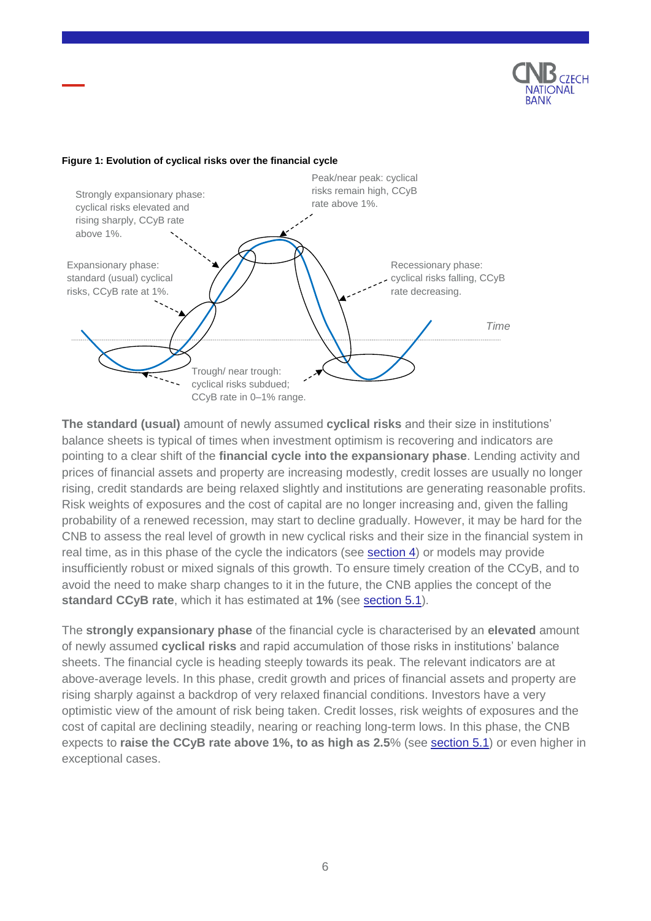**Figure 1: Evolution of cyclical risks over the financial cycle**

Strongly expansionary phase: cyclical risks elevated and rising sharply, CCyB rate above 1%.

Peak/near peak: cyclical risks remain high, CCyB rate above 1%.

Expansionary phase: standard (usual) cyclical risks, CCyB rate at 1%.

Recessionary phase: cyclical risks falling, CCyB rate decreasing.

Time

Trough/ near trough: cyclical risks subdued; CCyB rate in 0–1% range.

**The standard (usual)** amount of newly assumed **cyclical risks** and their size in institutions' balance sheets is typical of times when investment optimism is recovering and indicators are pointing to a clear shift of the **financial cycle into the expansionary phase**. Lending activity and prices of financial assets and property are increasing modestly, credit losses are usually no longer rising, credit standards are being relaxed slightly and institutions are generating reasonable profits. Risk weights of exposures and the cost of capital are no longer increasing and, given the falling probability of a renewed recession, may start to decline gradually. However, it may be hard for the CNB to assess the real level of growth in new cyclical risks and their size in the financial system in real time, as in this phase of the cycle the indicators (see section 4) or models may provide insufficiently robust or mixed signals of this growth. To ensure timely creation of the CCyB, and to avoid the need to make sharp changes to it in the future, the CNB applies the concept of the **standard CCyB rate**, which it has estimated at **1%** (see section 5.1).

The **strongly expansionary phase** of the financial cycle is characterised by an **elevated** amount of newly assumed **cyclical risks** and rapid accumulation of those risks in institutions' balance sheets. The financial cycle is heading steeply towards its peak. The relevant indicators are at above-average levels. In this phase, credit growth and prices of financial assets and property are rising sharply against a backdrop of very relaxed financial conditions. Investors have a very optimistic view of the amount of risk being taken. Credit losses, risk weights of exposures and the cost of capital are declining steadily, nearing or reaching long-term lows. In this phase, the CNB expects to **raise the CCyB rate above 1%, to as high as 2.5**% (see section 5.1) or even higher in exceptional cases.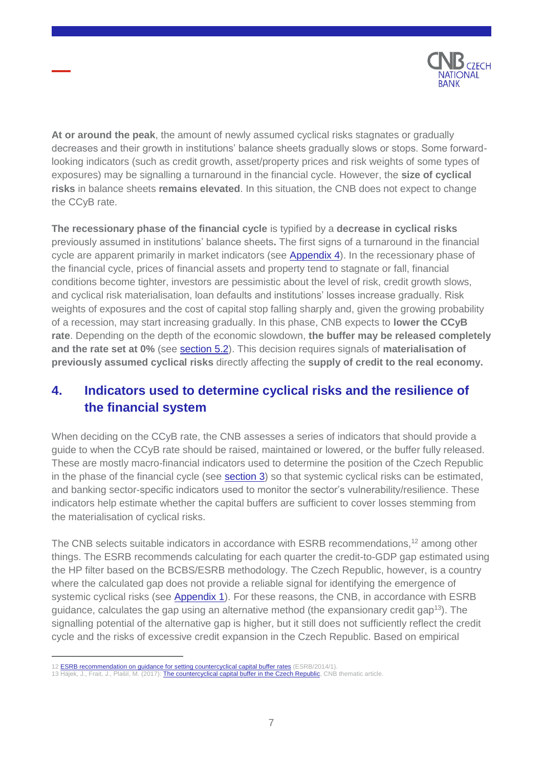**At or around the peak**, the amount of newly assumed cyclical risks stagnates or gradually decreases and their growth in institutions' balance sheets gradually slows or stops. Some forward-looking indicators (such as credit growth, asset/property prices and risk weights of some types of exposures) may be signalling a turnaround in the financial cycle. However, the **size of cyclical risks** in balance sheets **remains elevated**. In this situation, the CNB does not expect to change the CCyB rate.

**The recessionary phase of the financial cycle** is typified by a **decrease in cyclical risks** previously assumed in institutions' balance sheets**.** The first signs of a turnaround in the financial cycle are apparent primarily in market indicators (see Appendix 4). In the recessionary phase of the financial cycle, prices of financial assets and property tend to stagnate or fall, financial conditions become tighter, investors are pessimistic about the level of risk, credit growth slows, and cyclical risk materialisation, loan defaults and institutions' losses increase gradually. Risk weights of exposures and the cost of capital stop falling sharply and, given the growing probability of a recession, may start increasing gradually. In this phase, CNB expects to **lower the CCyB rate**. Depending on the depth of the economic slowdown, **the buffer may be released completely and the rate set at 0%** (see section 5.2). This decision requires signals of **materialisation of previously assumed cyclical risks** directly affecting the **supply of credit to the real economy.**

## 4. Indicators used to determine cyclical risks and the resilience of the financial system

When deciding on the CCyB rate, the CNB assesses a series of indicators that should provide a guide to when the CCyB rate should be raised, maintained or lowered, or the buffer fully released. These are mostly macro-financial indicators used to determine the position of the Czech Republic in the phase of the financial cycle (see section 3) so that systemic cyclical risks can be estimated, and banking sector-specific indicators used to monitor the sector's vulnerability/resilience. These indicators help estimate whether the capital buffers are sufficient to cover losses stemming from the materialisation of cyclical risks.

The CNB selects suitable indicators in accordance with ESRB recommendations,[12] among other things. The ESRB recommends calculating for each quarter the credit-to-GDP gap estimated using the HP filter based on the BCBS/ESRB methodology. The Czech Republic, however, is a country where the calculated gap does not provide a reliable signal for identifying the emergence of systemic cyclical risks (see Appendix 1). For these reasons, the CNB, in accordance with ESRB guidance, calculates the gap using an alternative method (the expansionary credit gap[13]). The signalling potential of the alternative gap is higher, but it still does not sufficiently reflect the credit cycle and the risks of excessive credit expansion in the Czech Republic. Based on empirical

12 ESRB recommendation on guidance for setting countercyclical capital buffer rates (ESRB/2014/1).
13 Hájek, J., Frait, J., Plašil, M. (2017): The countercyclical capital buffer in the Czech Republic, CNB thematic article.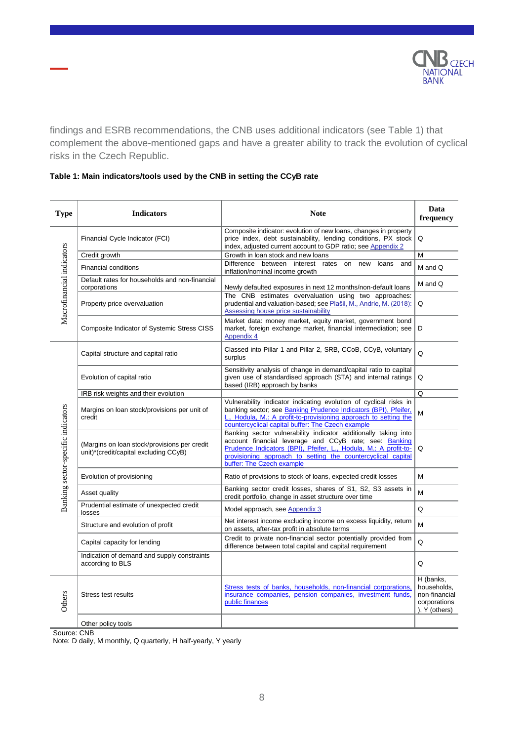findings and ESRB recommendations, the CNB uses additional indicators (see Table 1) that complement the above-mentioned gaps and have a greater ability to track the evolution of cyclical risks in the Czech Republic.

**Table 1: Main indicators/tools used by the CNB in setting the CCyB rate**

| Type | Indicators | Note | Data frequency |
|---|---|---|---|
| Macrofinancial indicators | Financial Cycle Indicator (FCI) | Composite indicator: evolution of new loans, changes in property price index, debt sustainability, lending conditions, PX stock index, adjusted current account to GDP ratio; see Appendix 2 | Q |
| | Credit growth | Growth in loan stock and new loans | M |
| | Financial conditions | Difference between interest rates on new loans and inflation/nominal income growth | M and Q |
| | Default rates for households and non-financial corporations | Newly defaulted exposures in next 12 months/non-default loans | M and Q |
| | Property price overvaluation | The CNB estimates overvaluation using two approaches: prudential and valuation-based; see Plašil, M., Andrle, M. (2018): Assessing house price sustainability | Q |
| | Composite Indicator of Systemic Stress CISS | Market data: money market, equity market, government bond market, foreign exchange market, financial intermediation; see Appendix 4 | D |
| Banking sector-specific indicators | Capital structure and capital ratio | Classed into Pillar 1 and Pillar 2, SRB, CCoB, CCyB, voluntary surplus | Q |
| | Evolution of capital ratio | Sensitivity analysis of change in demand/capital ratio to capital given use of standardised approach (STA) and internal ratings based (IRB) approach by banks | Q |
| | IRB risk weights and their evolution | | Q |
| | Margins on loan stock/provisions per unit of credit | Vulnerability indicator indicating evolution of cyclical risks in banking sector; see Banking Prudence Indicators (BPI), Pfeifer, L., Hodula, M.: A profit-to-provisioning approach to setting the countercyclical capital buffer: The Czech example | M |
| | (Margins on loan stock/provisions per credit unit)*(credit/capital excluding CCyB) | Banking sector vulnerability indicator additionally taking into account financial leverage and CCyB rate; see: Banking Prudence Indicators (BPI), Pfeifer, L., Hodula, M.: A profit-to-provisioning approach to setting the countercyclical capital buffer: The Czech example | Q |
| | Evolution of provisioning | Ratio of provisions to stock of loans, expected credit losses | M |
| | Asset quality | Banking sector credit losses, shares of S1, S2, S3 assets in credit portfolio, change in asset structure over time | M |
| | Prudential estimate of unexpected credit losses | Model approach, see Appendix 3 | Q |
| | Structure and evolution of profit | Net interest income excluding income on excess liquidity, return on assets, after-tax profit in absolute terms | M |
| | Capital capacity for lending | Credit to private non-financial sector potentially provided from difference between total capital and capital requirement | Q |
| | Indication of demand and supply constraints according to BLS | | Q |
| Others | Stress test results | Stress tests of banks, households, non-financial corporations, insurance companies, pension companies, investment funds, public finances | H (banks, households, non-financial corporations), Y (others) |
| | Other policy tools | | |

Source: CNB
Note: D daily, M monthly, Q quarterly, H half-yearly, Y yearly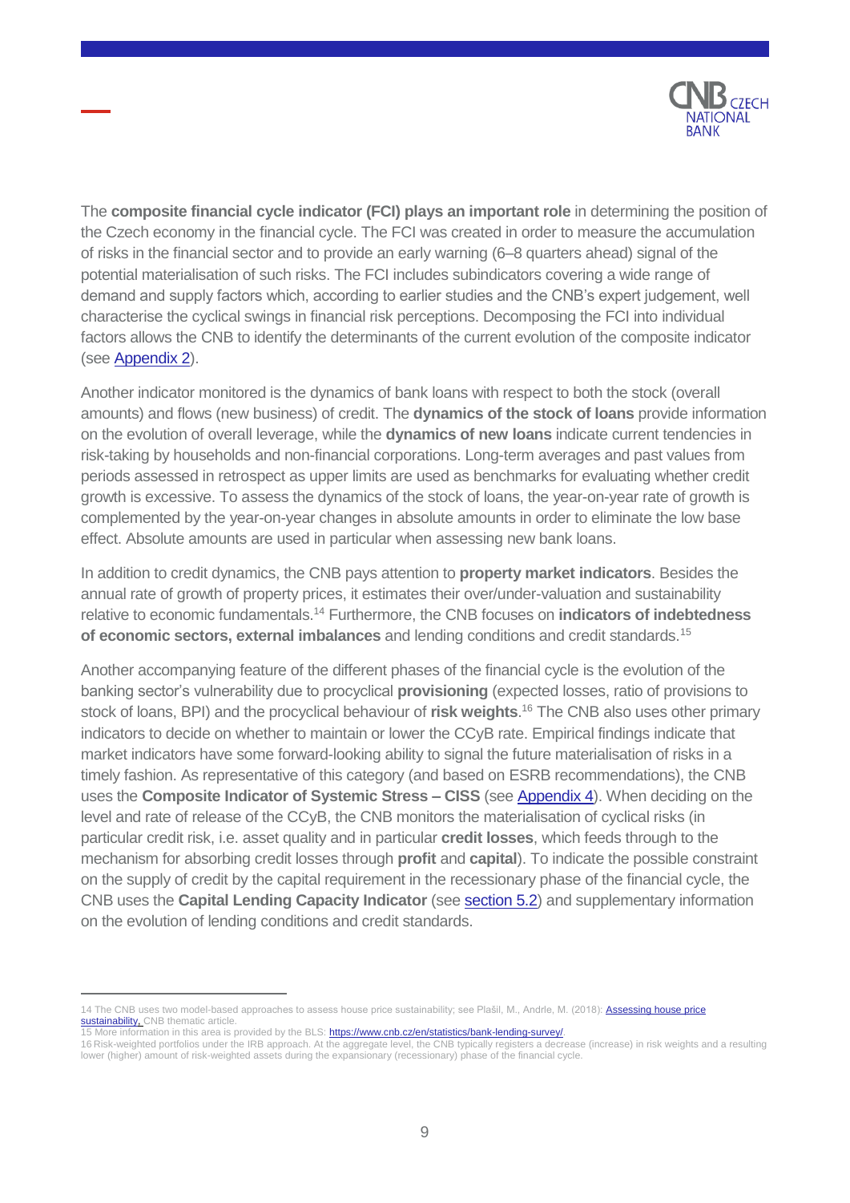The **composite financial cycle indicator (FCI) plays an important role** in determining the position of the Czech economy in the financial cycle. The FCI was created in order to measure the accumulation of risks in the financial sector and to provide an early warning (6–8 quarters ahead) signal of the potential materialisation of such risks. The FCI includes subindicators covering a wide range of demand and supply factors which, according to earlier studies and the CNB's expert judgement, well characterise the cyclical swings in financial risk perceptions. Decomposing the FCI into individual factors allows the CNB to identify the determinants of the current evolution of the composite indicator (see Appendix 2).

Another indicator monitored is the dynamics of bank loans with respect to both the stock (overall amounts) and flows (new business) of credit. The **dynamics of the stock of loans** provide information on the evolution of overall leverage, while the **dynamics of new loans** indicate current tendencies in risk-taking by households and non-financial corporations. Long-term averages and past values from periods assessed in retrospect as upper limits are used as benchmarks for evaluating whether credit growth is excessive. To assess the dynamics of the stock of loans, the year-on-year rate of growth is complemented by the year-on-year changes in absolute amounts in order to eliminate the low base effect. Absolute amounts are used in particular when assessing new bank loans.

In addition to credit dynamics, the CNB pays attention to **property market indicators**. Besides the annual rate of growth of property prices, it estimates their over/under-valuation and sustainability relative to economic fundamentals.[14] Furthermore, the CNB focuses on **indicators of indebtedness of economic sectors, external imbalances** and lending conditions and credit standards.[15]

Another accompanying feature of the different phases of the financial cycle is the evolution of the banking sector's vulnerability due to procyclical **provisioning** (expected losses, ratio of provisions to stock of loans, BPI) and the procyclical behaviour of **risk weights**.[16] The CNB also uses other primary indicators to decide on whether to maintain or lower the CCyB rate. Empirical findings indicate that market indicators have some forward-looking ability to signal the future materialisation of risks in a timely fashion. As representative of this category (and based on ESRB recommendations), the CNB uses the **Composite Indicator of Systemic Stress – CISS** (see Appendix 4). When deciding on the level and rate of release of the CCyB, the CNB monitors the materialisation of cyclical risks (in particular credit risk, i.e. asset quality and in particular **credit losses**, which feeds through to the mechanism for absorbing credit losses through **profit** and **capital**). To indicate the possible constraint on the supply of credit by the capital requirement in the recessionary phase of the financial cycle, the CNB uses the **Capital Lending Capacity Indicator** (see section 5.2) and supplementary information on the evolution of lending conditions and credit standards.

---

14 The CNB uses two model-based approaches to assess house price sustainability; see Plašil, M., Andrle, M. (2018): Assessing house price sustainability, CNB thematic article.
15 More information in this area is provided by the BLS: https://www.cnb.cz/en/statistics/bank-lending-survey/.
16 Risk-weighted portfolios under the IRB approach. At the aggregate level, the CNB typically registers a decrease (increase) in risk weights and a resulting lower (higher) amount of risk-weighted assets during the expansionary (recessionary) phase of the financial cycle.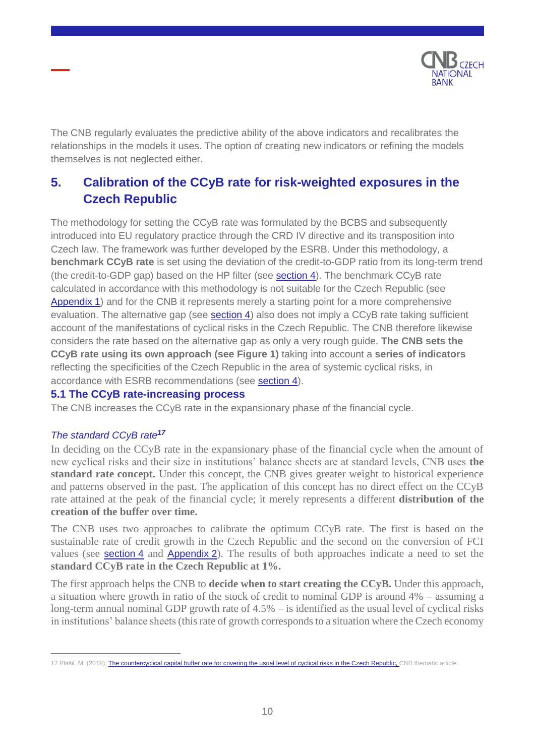The CNB regularly evaluates the predictive ability of the above indicators and recalibrates the relationships in the models it uses. The option of creating new indicators or refining the models themselves is not neglected either.

# 5. Calibration of the CCyB rate for risk-weighted exposures in the Czech Republic

The methodology for setting the CCyB rate was formulated by the BCBS and subsequently introduced into EU regulatory practice through the CRD IV directive and its transposition into Czech law. The framework was further developed by the ESRB. Under this methodology, a **benchmark CCyB rate** is set using the deviation of the credit-to-GDP ratio from its long-term trend (the credit-to-GDP gap) based on the HP filter (see section 4). The benchmark CCyB rate calculated in accordance with this methodology is not suitable for the Czech Republic (see Appendix 1) and for the CNB it represents merely a starting point for a more comprehensive evaluation. The alternative gap (see section 4) also does not imply a CCyB rate taking sufficient account of the manifestations of cyclical risks in the Czech Republic. The CNB therefore likewise considers the rate based on the alternative gap as only a very rough guide. **The CNB sets the CCyB rate using its own approach (see Figure 1)** taking into account a **series of indicators** reflecting the specificities of the Czech Republic in the area of systemic cyclical risks, in accordance with ESRB recommendations (see section 4).

## 5.1 The CCyB rate-increasing process

The CNB increases the CCyB rate in the expansionary phase of the financial cycle.

### *The standard CCyB rate*[17]

In deciding on the CCyB rate in the expansionary phase of the financial cycle when the amount of new cyclical risks and their size in institutions' balance sheets are at standard levels, CNB uses **the standard rate concept.** Under this concept, the CNB gives greater weight to historical experience and patterns observed in the past. The application of this concept has no direct effect on the CCyB rate attained at the peak of the financial cycle; it merely represents a different **distribution of the creation of the buffer over time.**

The CNB uses two approaches to calibrate the optimum CCyB rate. The first is based on the sustainable rate of credit growth in the Czech Republic and the second on the conversion of FCI values (see section 4 and Appendix 2). The results of both approaches indicate a need to set the **standard CCyB rate in the Czech Republic at 1%.**

The first approach helps the CNB to **decide when to start creating the CCyB.** Under this approach, a situation where growth in ratio of the stock of credit to nominal GDP is around 4% – assuming a long-term annual nominal GDP growth rate of 4.5% – is identified as the usual level of cyclical risks in institutions' balance sheets (this rate of growth corresponds to a situation where the Czech economy

---

17 Plašil, M. (2019): The countercyclical capital buffer rate for covering the usual level of cyclical risks in the Czech Republic, CNB thematic article.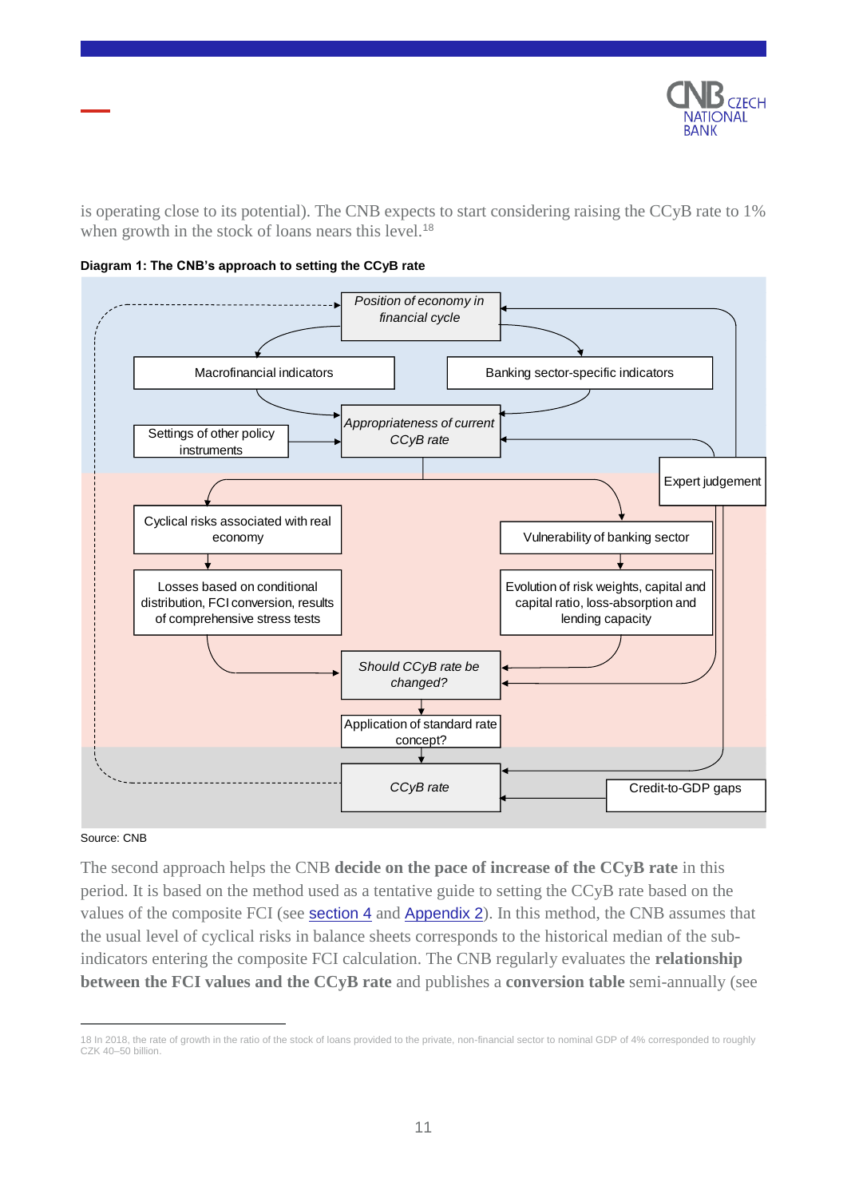is operating close to its potential). The CNB expects to start considering raising the CCyB rate to 1% when growth in the stock of loans nears this level.[18]

**Diagram 1: The CNB's approach to setting the CCyB rate**

*Position of economy in financial cycle*

Macrofinancial indicators

Banking sector-specific indicators

Settings of other policy instruments

*Appropriateness of current CCyB rate*

Expert judgement

Cyclical risks associated with real economy

Vulnerability of banking sector

Losses based on conditional distribution, FCI conversion, results of comprehensive stress tests

Evolution of risk weights, capital and capital ratio, loss-absorption and lending capacity

*Should CCyB rate be changed?*

Application of standard rate concept?

*CCyB rate*

Credit-to-GDP gaps

Source: CNB

The second approach helps the CNB **decide on the pace of increase of the CCyB rate** in this period. It is based on the method used as a tentative guide to setting the CCyB rate based on the values of the composite FCI (see section 4 and Appendix 2). In this method, the CNB assumes that the usual level of cyclical risks in balance sheets corresponds to the historical median of the sub-indicators entering the composite FCI calculation. The CNB regularly evaluates the **relationship between the FCI values and the CCyB rate** and publishes a **conversion table** semi-annually (see

18 In 2018, the rate of growth in the ratio of the stock of loans provided to the private, non-financial sector to nominal GDP of 4% corresponded to roughly CZK 40–50 billion.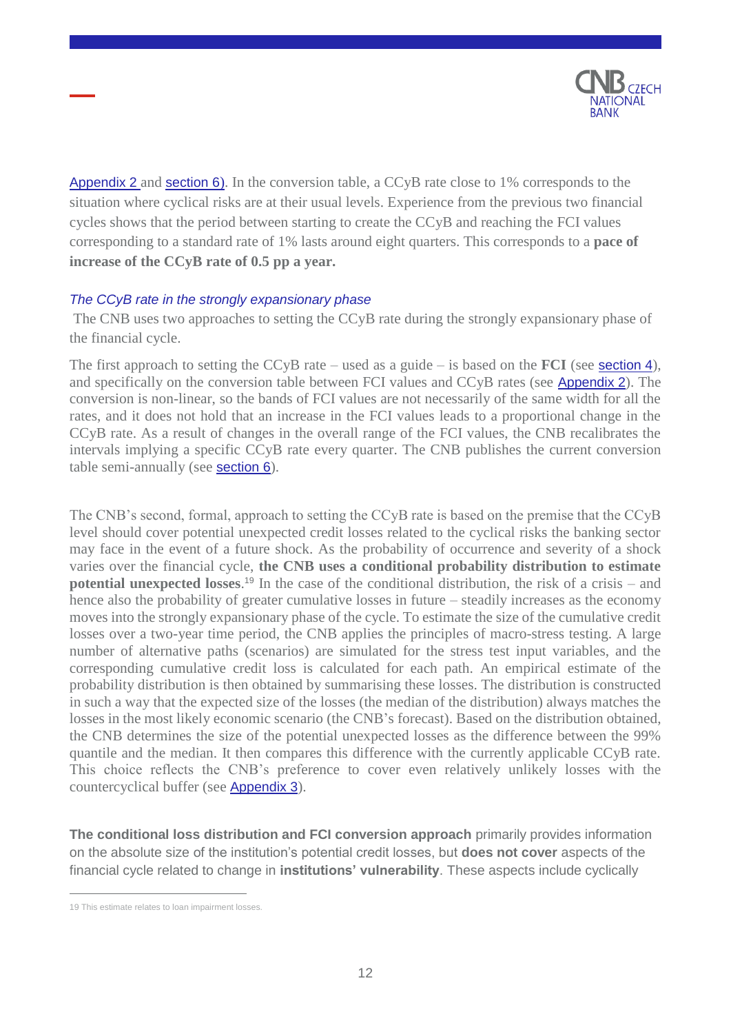Appendix 2 and section 6). In the conversion table, a CCyB rate close to 1% corresponds to the situation where cyclical risks are at their usual levels. Experience from the previous two financial cycles shows that the period between starting to create the CCyB and reaching the FCI values corresponding to a standard rate of 1% lasts around eight quarters. This corresponds to a **pace of increase of the CCyB rate of 0.5 pp a year.**

*The CCyB rate in the strongly expansionary phase*

The CNB uses two approaches to setting the CCyB rate during the strongly expansionary phase of the financial cycle.

The first approach to setting the CCyB rate – used as a guide – is based on the **FCI** (see section 4), and specifically on the conversion table between FCI values and CCyB rates (see Appendix 2). The conversion is non-linear, so the bands of FCI values are not necessarily of the same width for all the rates, and it does not hold that an increase in the FCI values leads to a proportional change in the CCyB rate. As a result of changes in the overall range of the FCI values, the CNB recalibrates the intervals implying a specific CCyB rate every quarter. The CNB publishes the current conversion table semi-annually (see section 6).

The CNB's second, formal, approach to setting the CCyB rate is based on the premise that the CCyB level should cover potential unexpected credit losses related to the cyclical risks the banking sector may face in the event of a future shock. As the probability of occurrence and severity of a shock varies over the financial cycle, **the CNB uses a conditional probability distribution to estimate potential unexpected losses**.[19] In the case of the conditional distribution, the risk of a crisis – and hence also the probability of greater cumulative losses in future – steadily increases as the economy moves into the strongly expansionary phase of the cycle. To estimate the size of the cumulative credit losses over a two-year time period, the CNB applies the principles of macro-stress testing. A large number of alternative paths (scenarios) are simulated for the stress test input variables, and the corresponding cumulative credit loss is calculated for each path. An empirical estimate of the probability distribution is then obtained by summarising these losses. The distribution is constructed in such a way that the expected size of the losses (the median of the distribution) always matches the losses in the most likely economic scenario (the CNB's forecast). Based on the distribution obtained, the CNB determines the size of the potential unexpected losses as the difference between the 99% quantile and the median. It then compares this difference with the currently applicable CCyB rate. This choice reflects the CNB's preference to cover even relatively unlikely losses with the countercyclical buffer (see Appendix 3).

**The conditional loss distribution and FCI conversion approach** primarily provides information on the absolute size of the institution's potential credit losses, but **does not cover** aspects of the financial cycle related to change in **institutions' vulnerability**. These aspects include cyclically

[19] This estimate relates to loan impairment losses.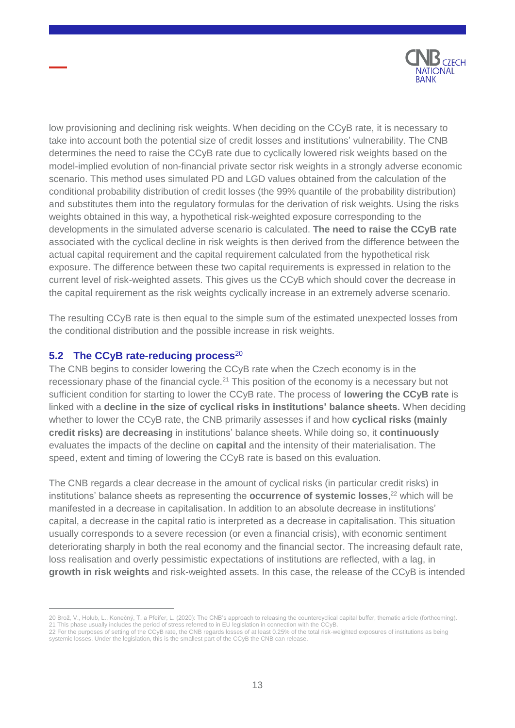low provisioning and declining risk weights. When deciding on the CCyB rate, it is necessary to take into account both the potential size of credit losses and institutions' vulnerability. The CNB determines the need to raise the CCyB rate due to cyclically lowered risk weights based on the model-implied evolution of non-financial private sector risk weights in a strongly adverse economic scenario. This method uses simulated PD and LGD values obtained from the calculation of the conditional probability distribution of credit losses (the 99% quantile of the probability distribution) and substitutes them into the regulatory formulas for the derivation of risk weights. Using the risks weights obtained in this way, a hypothetical risk-weighted exposure corresponding to the developments in the simulated adverse scenario is calculated. **The need to raise the CCyB rate** associated with the cyclical decline in risk weights is then derived from the difference between the actual capital requirement and the capital requirement calculated from the hypothetical risk exposure. The difference between these two capital requirements is expressed in relation to the current level of risk-weighted assets. This gives us the CCyB which should cover the decrease in the capital requirement as the risk weights cyclically increase in an extremely adverse scenario.

The resulting CCyB rate is then equal to the simple sum of the estimated unexpected losses from the conditional distribution and the possible increase in risk weights.

## 5.2 The CCyB rate-reducing process[20]

The CNB begins to consider lowering the CCyB rate when the Czech economy is in the recessionary phase of the financial cycle.[21] This position of the economy is a necessary but not sufficient condition for starting to lower the CCyB rate. The process of **lowering the CCyB rate** is linked with a **decline in the size of cyclical risks in institutions' balance sheets.** When deciding whether to lower the CCyB rate, the CNB primarily assesses if and how **cyclical risks (mainly credit risks) are decreasing** in institutions' balance sheets. While doing so, it **continuously** evaluates the impacts of the decline on **capital** and the intensity of their materialisation. The speed, extent and timing of lowering the CCyB rate is based on this evaluation.

The CNB regards a clear decrease in the amount of cyclical risks (in particular credit risks) in institutions' balance sheets as representing the **occurrence of systemic losses**,[22] which will be manifested in a decrease in capitalisation. In addition to an absolute decrease in institutions' capital, a decrease in the capital ratio is interpreted as a decrease in capitalisation. This situation usually corresponds to a severe recession (or even a financial crisis), with economic sentiment deteriorating sharply in both the real economy and the financial sector. The increasing default rate, loss realisation and overly pessimistic expectations of institutions are reflected, with a lag, in **growth in risk weights** and risk-weighted assets. In this case, the release of the CCyB is intended

---

20 Brož, V., Holub, L., Konečný, T. a Pfeifer, L. (2020): The CNB's approach to releasing the countercyclical capital buffer, thematic article (forthcoming).
21 This phase usually includes the period of stress referred to in EU legislation in connection with the CCyB.
22 For the purposes of setting of the CCyB rate, the CNB regards losses of at least 0.25% of the total risk-weighted exposures of institutions as being systemic losses. Under the legislation, this is the smallest part of the CCyB the CNB can release.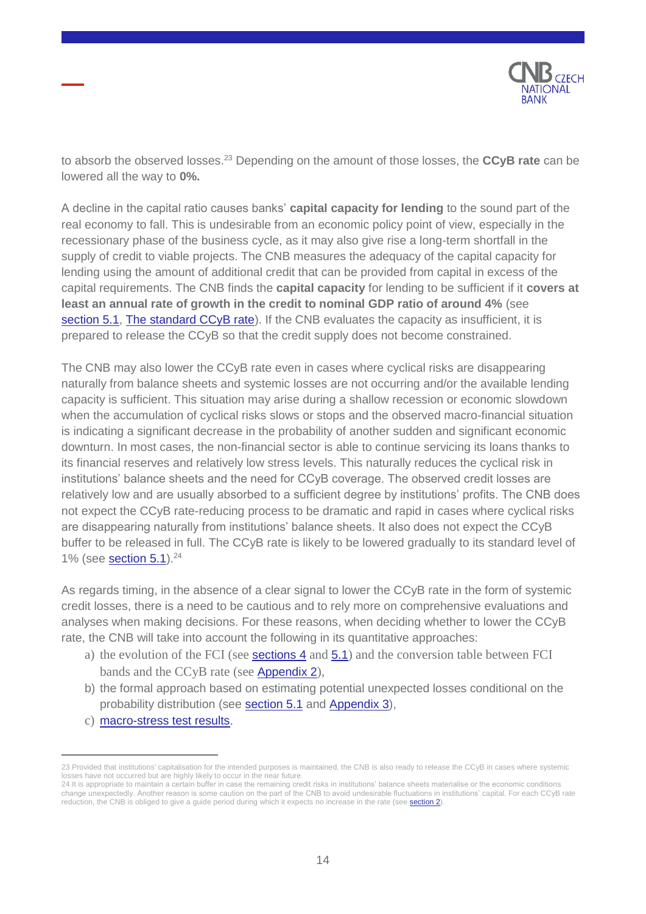to absorb the observed losses.[23] Depending on the amount of those losses, the **CCyB rate** can be lowered all the way to **0%.**

A decline in the capital ratio causes banks' **capital capacity for lending** to the sound part of the real economy to fall. This is undesirable from an economic policy point of view, especially in the recessionary phase of the business cycle, as it may also give rise a long-term shortfall in the supply of credit to viable projects. The CNB measures the adequacy of the capital capacity for lending using the amount of additional credit that can be provided from capital in excess of the capital requirements. The CNB finds the **capital capacity** for lending to be sufficient if it **covers at least an annual rate of growth in the credit to nominal GDP ratio of around 4%** (see section 5.1, The standard CCyB rate). If the CNB evaluates the capacity as insufficient, it is prepared to release the CCyB so that the credit supply does not become constrained.

The CNB may also lower the CCyB rate even in cases where cyclical risks are disappearing naturally from balance sheets and systemic losses are not occurring and/or the available lending capacity is sufficient. This situation may arise during a shallow recession or economic slowdown when the accumulation of cyclical risks slows or stops and the observed macro-financial situation is indicating a significant decrease in the probability of another sudden and significant economic downturn. In most cases, the non-financial sector is able to continue servicing its loans thanks to its financial reserves and relatively low stress levels. This naturally reduces the cyclical risk in institutions' balance sheets and the need for CCyB coverage. The observed credit losses are relatively low and are usually absorbed to a sufficient degree by institutions' profits. The CNB does not expect the CCyB rate-reducing process to be dramatic and rapid in cases where cyclical risks are disappearing naturally from institutions' balance sheets. It also does not expect the CCyB buffer to be released in full. The CCyB rate is likely to be lowered gradually to its standard level of 1% (see section 5.1).[24]

As regards timing, in the absence of a clear signal to lower the CCyB rate in the form of systemic credit losses, there is a need to be cautious and to rely more on comprehensive evaluations and analyses when making decisions. For these reasons, when deciding whether to lower the CCyB rate, the CNB will take into account the following in its quantitative approaches:

a) the evolution of the FCI (see sections 4 and 5.1) and the conversion table between FCI bands and the CCyB rate (see Appendix 2),
b) the formal approach based on estimating potential unexpected losses conditional on the probability distribution (see section 5.1 and Appendix 3),
c) macro-stress test results.

---

23 Provided that institutions' capitalisation for the intended purposes is maintained, the CNB is also ready to release the CCyB in cases where systemic losses have not occurred but are highly likely to occur in the near future.

24 It is appropriate to maintain a certain buffer in case the remaining credit risks in institutions' balance sheets materialise or the economic conditions change unexpectedly. Another reason is some caution on the part of the CNB to avoid undesirable fluctuations in institutions' capital. For each CCyB rate reduction, the CNB is obliged to give a guide period during which it expects no increase in the rate (see section 2).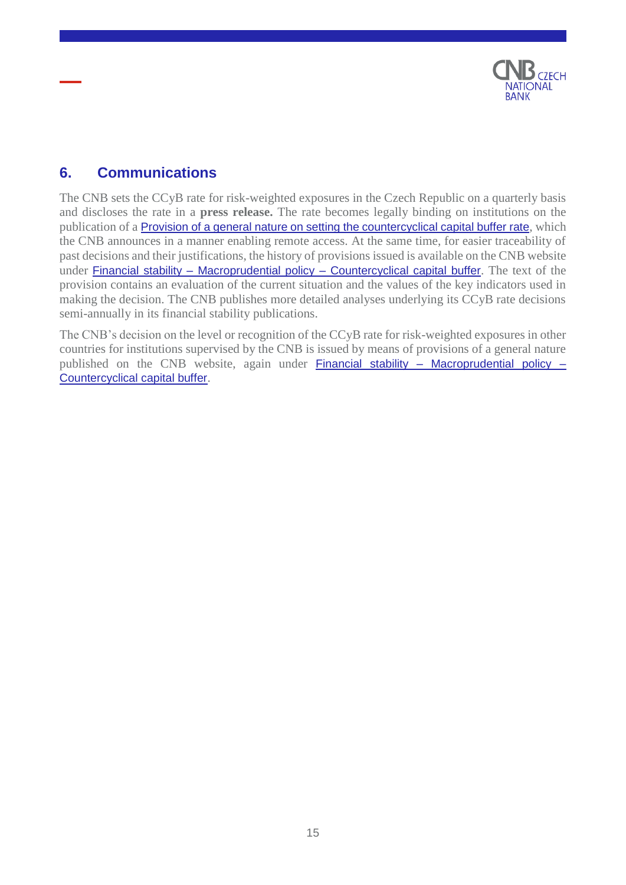## 6. Communications

The CNB sets the CCyB rate for risk-weighted exposures in the Czech Republic on a quarterly basis and discloses the rate in a **press release.** The rate becomes legally binding on institutions on the publication of a Provision of a general nature on setting the countercyclical capital buffer rate, which the CNB announces in a manner enabling remote access. At the same time, for easier traceability of past decisions and their justifications, the history of provisions issued is available on the CNB website under Financial stability – Macroprudential policy – Countercyclical capital buffer. The text of the provision contains an evaluation of the current situation and the values of the key indicators used in making the decision. The CNB publishes more detailed analyses underlying its CCyB rate decisions semi-annually in its financial stability publications.

The CNB's decision on the level or recognition of the CCyB rate for risk-weighted exposures in other countries for institutions supervised by the CNB is issued by means of provisions of a general nature published on the CNB website, again under Financial stability – Macroprudential policy – Countercyclical capital buffer.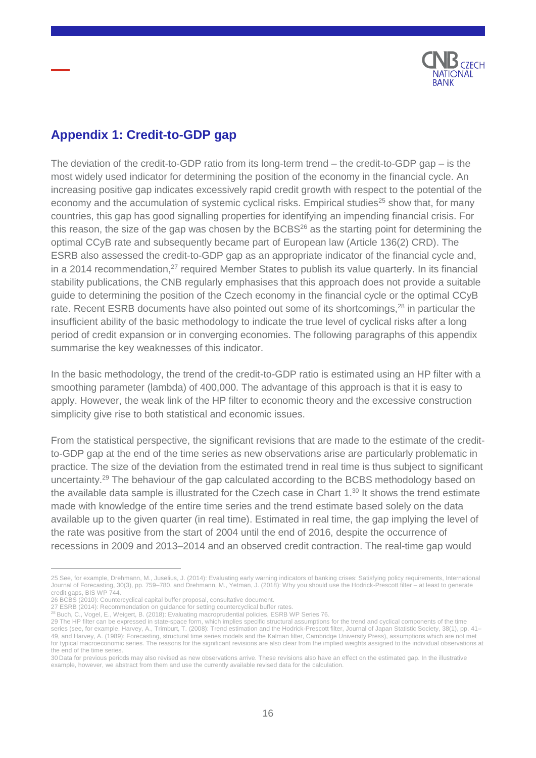## Appendix 1: Credit-to-GDP gap

The deviation of the credit-to-GDP ratio from its long-term trend – the credit-to-GDP gap – is the most widely used indicator for determining the position of the economy in the financial cycle. An increasing positive gap indicates excessively rapid credit growth with respect to the potential of the economy and the accumulation of systemic cyclical risks. Empirical studies[25] show that, for many countries, this gap has good signalling properties for identifying an impending financial crisis. For this reason, the size of the gap was chosen by the BCBS[26] as the starting point for determining the optimal CCyB rate and subsequently became part of European law (Article 136(2) CRD). The ESRB also assessed the credit-to-GDP gap as an appropriate indicator of the financial cycle and, in a 2014 recommendation,[27] required Member States to publish its value quarterly. In its financial stability publications, the CNB regularly emphasises that this approach does not provide a suitable guide to determining the position of the Czech economy in the financial cycle or the optimal CCyB rate. Recent ESRB documents have also pointed out some of its shortcomings,[28] in particular the insufficient ability of the basic methodology to indicate the true level of cyclical risks after a long period of credit expansion or in converging economies. The following paragraphs of this appendix summarise the key weaknesses of this indicator.

In the basic methodology, the trend of the credit-to-GDP ratio is estimated using an HP filter with a smoothing parameter (lambda) of 400,000. The advantage of this approach is that it is easy to apply. However, the weak link of the HP filter to economic theory and the excessive construction simplicity give rise to both statistical and economic issues.

From the statistical perspective, the significant revisions that are made to the estimate of the credit-to-GDP gap at the end of the time series as new observations arise are particularly problematic in practice. The size of the deviation from the estimated trend in real time is thus subject to significant uncertainty.[29] The behaviour of the gap calculated according to the BCBS methodology based on the available data sample is illustrated for the Czech case in Chart 1.[30] It shows the trend estimate made with knowledge of the entire time series and the trend estimate based solely on the data available up to the given quarter (in real time). Estimated in real time, the gap implying the level of the rate was positive from the start of 2004 until the end of 2016, despite the occurrence of recessions in 2009 and 2013–2014 and an observed credit contraction. The real-time gap would

---

25 See, for example, Drehmann, M., Juselius, J. (2014): Evaluating early warning indicators of banking crises: Satisfying policy requirements, International Journal of Forecasting, 30(3), pp. 759–780, and Drehmann, M., Yetman, J. (2018): Why you should use the Hodrick-Prescott filter – at least to generate credit gaps, BIS WP 744.

26 BCBS (2010): Countercyclical capital buffer proposal, consultative document.

27 ESRB (2014): Recommendation on guidance for setting countercyclical buffer rates.

28 Buch, C., Vogel, E., Weigert, B. (2018): Evaluating macroprudential policies, ESRB WP Series 76.

29 The HP filter can be expressed in state-space form, which implies specific structural assumptions for the trend and cyclical components of the time series (see, for example, Harvey, A., Trimburt, T. (2008): Trend estimation and the Hodrick-Prescott filter, Journal of Japan Statistic Society, 38(1), pp. 41–49, and Harvey, A. (1989): Forecasting, structural time series models and the Kalman filter, Cambridge University Press), assumptions which are not met for typical macroeconomic series. The reasons for the significant revisions are also clear from the implied weights assigned to the individual observations at the end of the time series.

30 Data for previous periods may also revised as new observations arrive. These revisions also have an effect on the estimated gap. In the illustrative example, however, we abstract from them and use the currently available revised data for the calculation.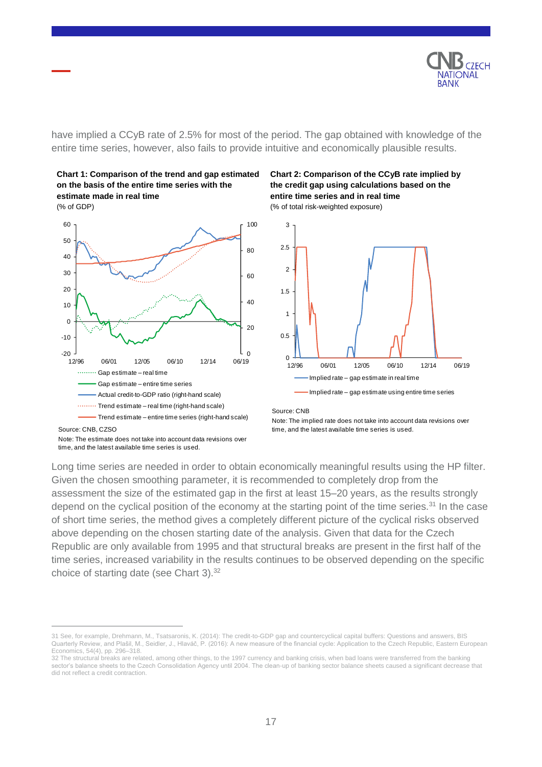have implied a CCyB rate of 2.5% for most of the period. The gap obtained with knowledge of the entire time series, however, also fails to provide intuitive and economically plausible results.

**Chart 1: Comparison of the trend and gap estimated on the basis of the entire time series with the estimate made in real time**
(% of GDP)

Gap estimate – real time
Gap estimate – entire time series
Actual credit-to-GDP ratio (right-hand scale)
Trend estimate – real time (right-hand scale)
Trend estimate – entire time series (right-hand scale)

Source: CNB, CZSO
Note: The estimate does not take into account data revisions over time, and the latest available time series is used.

**Chart 2: Comparison of the CCyB rate implied by the credit gap using calculations based on the entire time series and in real time**
(% of total risk-weighted exposure)

Implied rate – gap estimate in real time
Implied rate – gap estimate using entire time series

Source: CNB
Note: The implied rate does not take into account data revisions over time, and the latest available time series is used.

Long time series are needed in order to obtain economically meaningful results using the HP filter. Given the chosen smoothing parameter, it is recommended to completely drop from the assessment the size of the estimated gap in the first at least 15–20 years, as the results strongly depend on the cyclical position of the economy at the starting point of the time series.[31] In the case of short time series, the method gives a completely different picture of the cyclical risks observed above depending on the chosen starting date of the analysis. Given that data for the Czech Republic are only available from 1995 and that structural breaks are present in the first half of the time series, increased variability in the results continues to be observed depending on the specific choice of starting date (see Chart 3).[32]

---

31 See, for example, Drehmann, M., Tsatsaronis, K. (2014): The credit-to-GDP gap and countercyclical capital buffers: Questions and answers, BIS Quarterly Review, and Plašil, M., Seidler, J., Hlaváč, P. (2016): A new measure of the financial cycle: Application to the Czech Republic, Eastern European Economics, 54(4), pp. 296–318.

32 The structural breaks are related, among other things, to the 1997 currency and banking crisis, when bad loans were transferred from the banking sector's balance sheets to the Czech Consolidation Agency until 2004. The clean-up of banking sector balance sheets caused a significant decrease that did not reflect a credit contraction.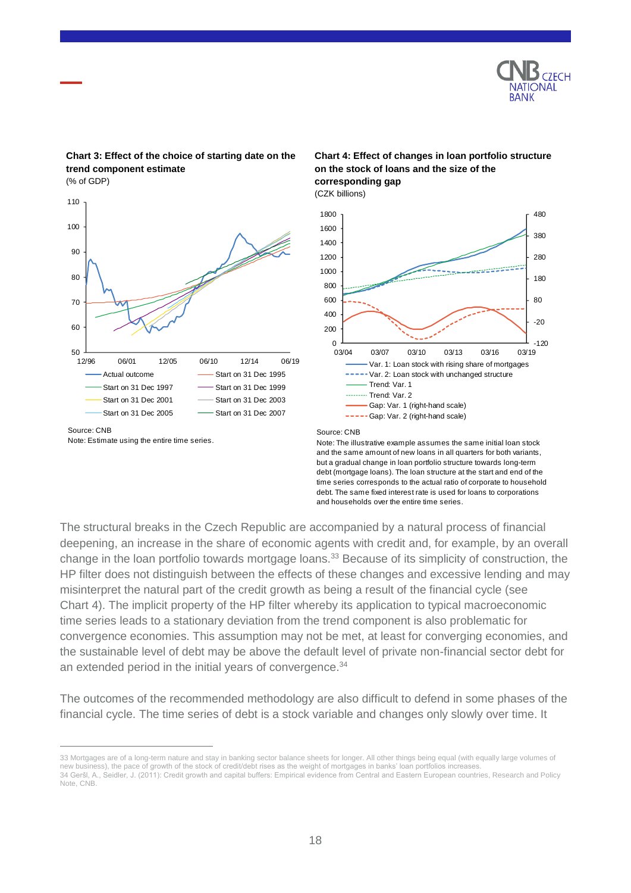**Chart 3: Effect of the choice of starting date on the trend component estimate**
(% of GDP)

Source: CNB
Note: Estimate using the entire time series.

**Chart 4: Effect of changes in loan portfolio structure on the stock of loans and the size of the corresponding gap**
(CZK billions)

Source: CNB
Note: The illustrative example assumes the same initial loan stock and the same amount of new loans in all quarters for both variants, but a gradual change in loan portfolio structure towards long-term debt (mortgage loans). The loan structure at the start and end of the time series corresponds to the actual ratio of corporate to household debt. The same fixed interest rate is used for loans to corporations and households over the entire time series.

The structural breaks in the Czech Republic are accompanied by a natural process of financial deepening, an increase in the share of economic agents with credit and, for example, by an overall change in the loan portfolio towards mortgage loans.[33] Because of its simplicity of construction, the HP filter does not distinguish between the effects of these changes and excessive lending and may misinterpret the natural part of the credit growth as being a result of the financial cycle (see Chart 4). The implicit property of the HP filter whereby its application to typical macroeconomic time series leads to a stationary deviation from the trend component is also problematic for convergence economies. This assumption may not be met, at least for converging economies, and the sustainable level of debt may be above the default level of private non-financial sector debt for an extended period in the initial years of convergence.[34]

The outcomes of the recommended methodology are also difficult to defend in some phases of the financial cycle. The time series of debt is a stock variable and changes only slowly over time. It

---

33 Mortgages are of a long-term nature and stay in banking sector balance sheets for longer. All other things being equal (with equally large volumes of new business), the pace of growth of the stock of credit/debt rises as the weight of mortgages in banks' loan portfolios increases.
34 Geršl, A., Seidler, J. (2011): Credit growth and capital buffers: Empirical evidence from Central and Eastern European countries, Research and Policy Note, CNB.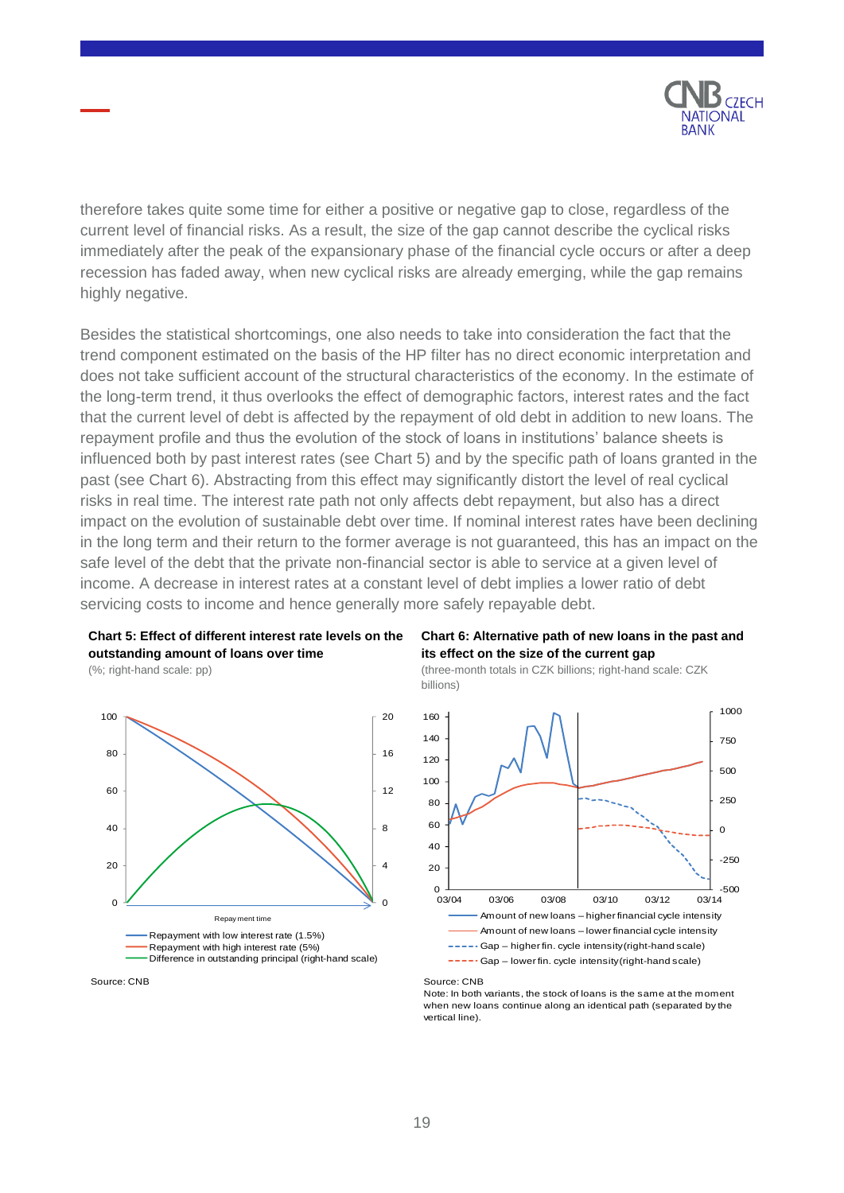therefore takes quite some time for either a positive or negative gap to close, regardless of the current level of financial risks. As a result, the size of the gap cannot describe the cyclical risks immediately after the peak of the expansionary phase of the financial cycle occurs or after a deep recession has faded away, when new cyclical risks are already emerging, while the gap remains highly negative.

Besides the statistical shortcomings, one also needs to take into consideration the fact that the trend component estimated on the basis of the HP filter has no direct economic interpretation and does not take sufficient account of the structural characteristics of the economy. In the estimate of the long-term trend, it thus overlooks the effect of demographic factors, interest rates and the fact that the current level of debt is affected by the repayment of old debt in addition to new loans. The repayment profile and thus the evolution of the stock of loans in institutions' balance sheets is influenced both by past interest rates (see Chart 5) and by the specific path of loans granted in the past (see Chart 6). Abstracting from this effect may significantly distort the level of real cyclical risks in real time. The interest rate path not only affects debt repayment, but also has a direct impact on the evolution of sustainable debt over time. If nominal interest rates have been declining in the long term and their return to the former average is not guaranteed, this has an impact on the safe level of the debt that the private non-financial sector is able to service at a given level of income. A decrease in interest rates at a constant level of debt implies a lower ratio of debt servicing costs to income and hence generally more safely repayable debt.

**Chart 5: Effect of different interest rate levels on the outstanding amount of loans over time**

(%; right-hand scale: pp)

Repayment time

- Repayment with low interest rate (1.5%)
- Repayment with high interest rate (5%)
- Difference in outstanding principal (right-hand scale)

Source: CNB

**Chart 6: Alternative path of new loans in the past and its effect on the size of the current gap**

(three-month totals in CZK billions; right-hand scale: CZK billions)

- Amount of new loans – higher financial cycle intensity
- Amount of new loans – lower financial cycle intensity
- Gap – higher fin. cycle intensity (right-hand scale)
- Gap – lower fin. cycle intensity (right-hand scale)

Source: CNB

Note: In both variants, the stock of loans is the same at the moment when new loans continue along an identical path (separated by the vertical line).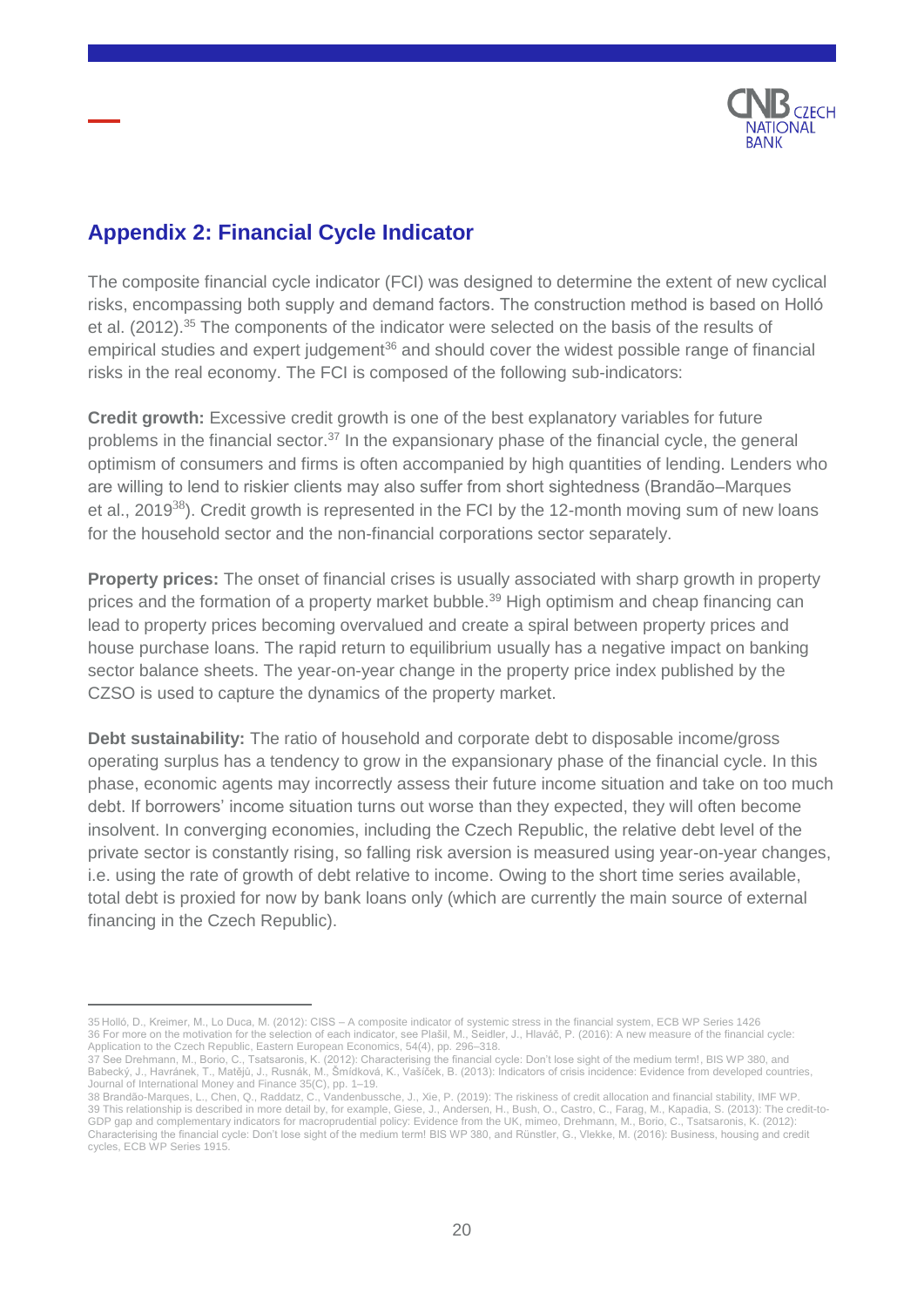## Appendix 2: Financial Cycle Indicator

The composite financial cycle indicator (FCI) was designed to determine the extent of new cyclical risks, encompassing both supply and demand factors. The construction method is based on Holló et al. (2012).[35] The components of the indicator were selected on the basis of the results of empirical studies and expert judgement[36] and should cover the widest possible range of financial risks in the real economy. The FCI is composed of the following sub-indicators:

**Credit growth:** Excessive credit growth is one of the best explanatory variables for future problems in the financial sector.[37] In the expansionary phase of the financial cycle, the general optimism of consumers and firms is often accompanied by high quantities of lending. Lenders who are willing to lend to riskier clients may also suffer from short sightedness (Brandão–Marques et al., 2019[38]). Credit growth is represented in the FCI by the 12-month moving sum of new loans for the household sector and the non-financial corporations sector separately.

**Property prices:** The onset of financial crises is usually associated with sharp growth in property prices and the formation of a property market bubble.[39] High optimism and cheap financing can lead to property prices becoming overvalued and create a spiral between property prices and house purchase loans. The rapid return to equilibrium usually has a negative impact on banking sector balance sheets. The year-on-year change in the property price index published by the CZSO is used to capture the dynamics of the property market.

**Debt sustainability:** The ratio of household and corporate debt to disposable income/gross operating surplus has a tendency to grow in the expansionary phase of the financial cycle. In this phase, economic agents may incorrectly assess their future income situation and take on too much debt. If borrowers' income situation turns out worse than they expected, they will often become insolvent. In converging economies, including the Czech Republic, the relative debt level of the private sector is constantly rising, so falling risk aversion is measured using year-on-year changes, i.e. using the rate of growth of debt relative to income. Owing to the short time series available, total debt is proxied for now by bank loans only (which are currently the main source of external financing in the Czech Republic).

---

35 Holló, D., Kreimer, M., Lo Duca, M. (2012): CISS – A composite indicator of systemic stress in the financial system, ECB WP Series 1426
36 For more on the motivation for the selection of each indicator, see Plašil, M., Seidler, J., Hlaváč, P. (2016): A new measure of the financial cycle: Application to the Czech Republic, Eastern European Economics, 54(4), pp. 296–318.
37 See Drehmann, M., Borio, C., Tsatsaronis, K. (2012): Characterising the financial cycle: Don't lose sight of the medium term!, BIS WP 380, and Babecký, J., Havránek, T., Matějů, J., Rusnák, M., Šmídková, K., Vašíček, B. (2013): Indicators of crisis incidence: Evidence from developed countries, Journal of International Money and Finance 35(C), pp. 1–19.
38 Brandão-Marques, L., Chen, Q., Raddatz, C., Vandenbussche, J., Xie, P. (2019): The riskiness of credit allocation and financial stability, IMF WP.
39 This relationship is described in more detail by, for example, Giese, J., Andersen, H., Bush, O., Castro, C., Farag, M., Kapadia, S. (2013): The credit-to-GDP gap and complementary indicators for macroprudential policy: Evidence from the UK, mimeo, Drehmann, M., Borio, C., Tsatsaronis, K. (2012): Characterising the financial cycle: Don't lose sight of the medium term! BIS WP 380, and Rünstler, G., Vlekke, M. (2016): Business, housing and credit cycles, ECB WP Series 1915.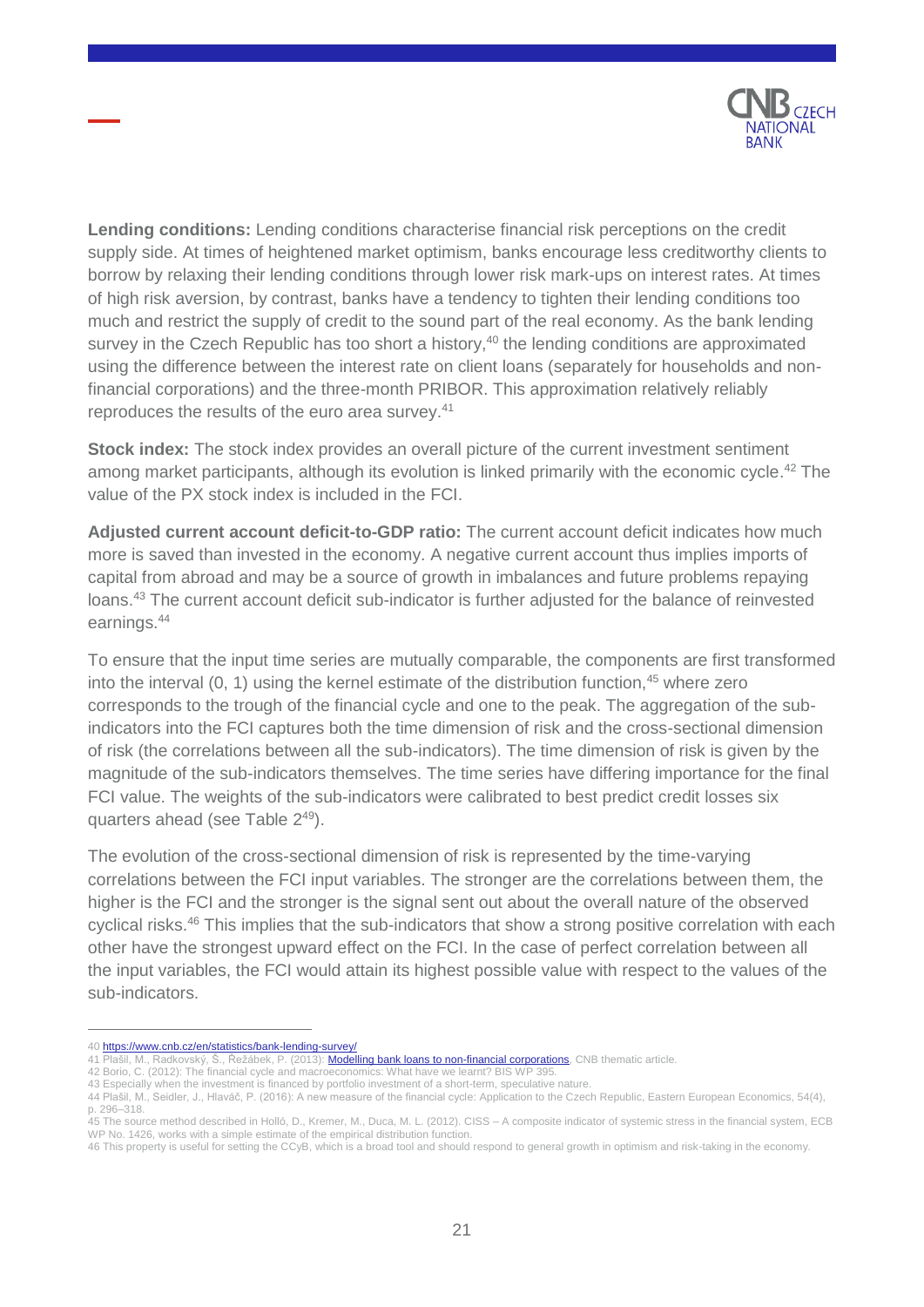**Lending conditions:** Lending conditions characterise financial risk perceptions on the credit supply side. At times of heightened market optimism, banks encourage less creditworthy clients to borrow by relaxing their lending conditions through lower risk mark-ups on interest rates. At times of high risk aversion, by contrast, banks have a tendency to tighten their lending conditions too much and restrict the supply of credit to the sound part of the real economy. As the bank lending survey in the Czech Republic has too short a history,[40] the lending conditions are approximated using the difference between the interest rate on client loans (separately for households and non-financial corporations) and the three-month PRIBOR. This approximation relatively reliably reproduces the results of the euro area survey.[41]

**Stock index:** The stock index provides an overall picture of the current investment sentiment among market participants, although its evolution is linked primarily with the economic cycle.[42] The value of the PX stock index is included in the FCI.

**Adjusted current account deficit-to-GDP ratio:** The current account deficit indicates how much more is saved than invested in the economy. A negative current account thus implies imports of capital from abroad and may be a source of growth in imbalances and future problems repaying loans.[43] The current account deficit sub-indicator is further adjusted for the balance of reinvested earnings.[44]

To ensure that the input time series are mutually comparable, the components are first transformed into the interval (0, 1) using the kernel estimate of the distribution function,[45] where zero corresponds to the trough of the financial cycle and one to the peak. The aggregation of the sub-indicators into the FCI captures both the time dimension of risk and the cross-sectional dimension of risk (the correlations between all the sub-indicators). The time dimension of risk is given by the magnitude of the sub-indicators themselves. The time series have differing importance for the final FCI value. The weights of the sub-indicators were calibrated to best predict credit losses six quarters ahead (see Table 2[49]).

The evolution of the cross-sectional dimension of risk is represented by the time-varying correlations between the FCI input variables. The stronger are the correlations between them, the higher is the FCI and the stronger is the signal sent out about the overall nature of the observed cyclical risks.[46] This implies that the sub-indicators that show a strong positive correlation with each other have the strongest upward effect on the FCI. In the case of perfect correlation between all the input variables, the FCI would attain its highest possible value with respect to the values of the sub-indicators.

---

40 https://www.cnb.cz/en/statistics/bank-lending-survey/

41 Plašil, M., Radkovský, Š., Řežábek, P. (2013): Modelling bank loans to non-financial corporations, CNB thematic article.

42 Borio, C. (2012): The financial cycle and macroeconomics: What have we learnt? BIS WP 395.

43 Especially when the investment is financed by portfolio investment of a short-term, speculative nature.

44 Plašil, M., Seidler, J., Hlaváč, P. (2016): A new measure of the financial cycle: Application to the Czech Republic, Eastern European Economics, 54(4), p. 296–318.

45 The source method described in Holló, D., Kremer, M., Duca, M. L. (2012). CISS – A composite indicator of systemic stress in the financial system, ECB WP No. 1426, works with a simple estimate of the empirical distribution function.

46 This property is useful for setting the CCyB, which is a broad tool and should respond to general growth in optimism and risk-taking in the economy.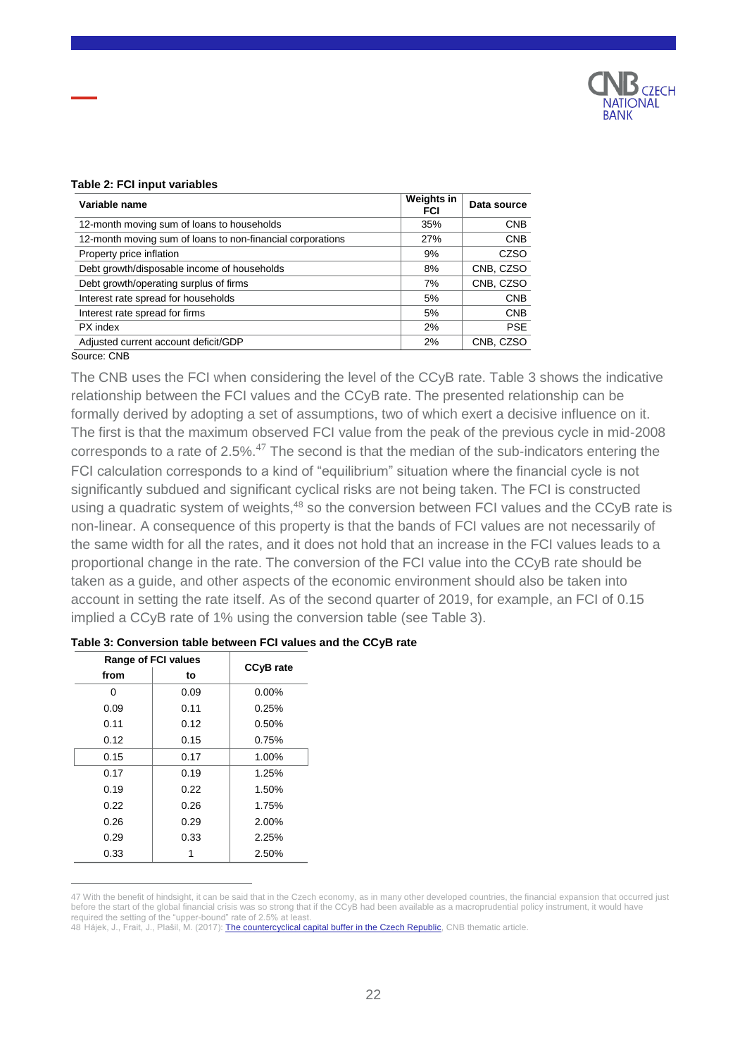**Table 2: FCI input variables**

| Variable name | Weights in FCI | Data source |
|---|---|---|
| 12-month moving sum of loans to households | 35% | CNB |
| 12-month moving sum of loans to non-financial corporations | 27% | CNB |
| Property price inflation | 9% | CZSO |
| Debt growth/disposable income of households | 8% | CNB, CZSO |
| Debt growth/operating surplus of firms | 7% | CNB, CZSO |
| Interest rate spread for households | 5% | CNB |
| Interest rate spread for firms | 5% | CNB |
| PX index | 2% | PSE |
| Adjusted current account deficit/GDP | 2% | CNB, CZSO |

Source: CNB

The CNB uses the FCI when considering the level of the CCyB rate. Table 3 shows the indicative relationship between the FCI values and the CCyB rate. The presented relationship can be formally derived by adopting a set of assumptions, two of which exert a decisive influence on it. The first is that the maximum observed FCI value from the peak of the previous cycle in mid-2008 corresponds to a rate of 2.5%.[47] The second is that the median of the sub-indicators entering the FCI calculation corresponds to a kind of "equilibrium" situation where the financial cycle is not significantly subdued and significant cyclical risks are not being taken. The FCI is constructed using a quadratic system of weights,[48] so the conversion between FCI values and the CCyB rate is non-linear. A consequence of this property is that the bands of FCI values are not necessarily of the same width for all the rates, and it does not hold that an increase in the FCI values leads to a proportional change in the rate. The conversion of the FCI value into the CCyB rate should be taken as a guide, and other aspects of the economic environment should also be taken into account in setting the rate itself. As of the second quarter of 2019, for example, an FCI of 0.15 implied a CCyB rate of 1% using the conversion table (see Table 3).

**Table 3: Conversion table between FCI values and the CCyB rate**

| Range of FCI values | | CCyB rate |
|---|---|---|
| from | to | |
| 0 | 0.09 | 0.00% |
| 0.09 | 0.11 | 0.25% |
| 0.11 | 0.12 | 0.50% |
| 0.12 | 0.15 | 0.75% |
| 0.15 | 0.17 | 1.00% |
| 0.17 | 0.19 | 1.25% |
| 0.19 | 0.22 | 1.50% |
| 0.22 | 0.26 | 1.75% |
| 0.26 | 0.29 | 2.00% |
| 0.29 | 0.33 | 2.25% |
| 0.33 | 1 | 2.50% |

---

47 With the benefit of hindsight, it can be said that in the Czech economy, as in many other developed countries, the financial expansion that occurred just before the start of the global financial crisis was so strong that if the CCyB had been available as a macroprudential policy instrument, it would have required the setting of the "upper-bound" rate of 2.5% at least.

48 Hájek, J., Frait, J., Plašil, M. (2017): The countercyclical capital buffer in the Czech Republic, CNB thematic article.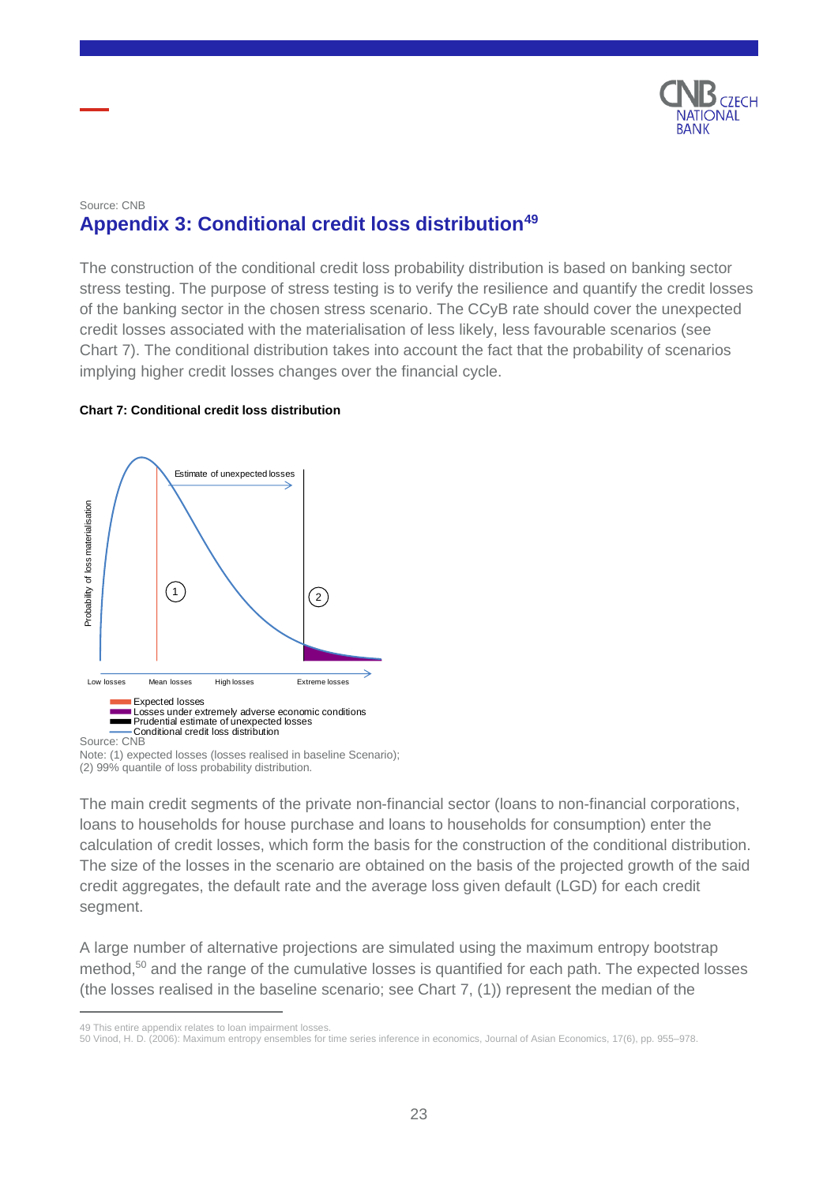Source: CNB

## Appendix 3: Conditional credit loss distribution[49]

The construction of the conditional credit loss probability distribution is based on banking sector stress testing. The purpose of stress testing is to verify the resilience and quantify the credit losses of the banking sector in the chosen stress scenario. The CCyB rate should cover the unexpected credit losses associated with the materialisation of less likely, less favourable scenarios (see Chart 7). The conditional distribution takes into account the fact that the probability of scenarios implying higher credit losses changes over the financial cycle.

**Chart 7: Conditional credit loss distribution**

Probability of loss materialisation

Estimate of unexpected losses

1

2

Low losses | Mean losses | High losses | Extreme losses

- Expected losses
- Losses under extremely adverse economic conditions
- Prudential estimate of unexpected losses
- Conditional credit loss distribution

Source: CNB
Note: (1) expected losses (losses realised in baseline Scenario); (2) 99% quantile of loss probability distribution.

The main credit segments of the private non-financial sector (loans to non-financial corporations, loans to households for house purchase and loans to households for consumption) enter the calculation of credit losses, which form the basis for the construction of the conditional distribution. The size of the losses in the scenario are obtained on the basis of the projected growth of the said credit aggregates, the default rate and the average loss given default (LGD) for each credit segment.

A large number of alternative projections are simulated using the maximum entropy bootstrap method,[50] and the range of the cumulative losses is quantified for each path. The expected losses (the losses realised in the baseline scenario; see Chart 7, (1)) represent the median of the

---

49 This entire appendix relates to loan impairment losses.
50 Vinod, H. D. (2006): Maximum entropy ensembles for time series inference in economics, Journal of Asian Economics, 17(6), pp. 955–978.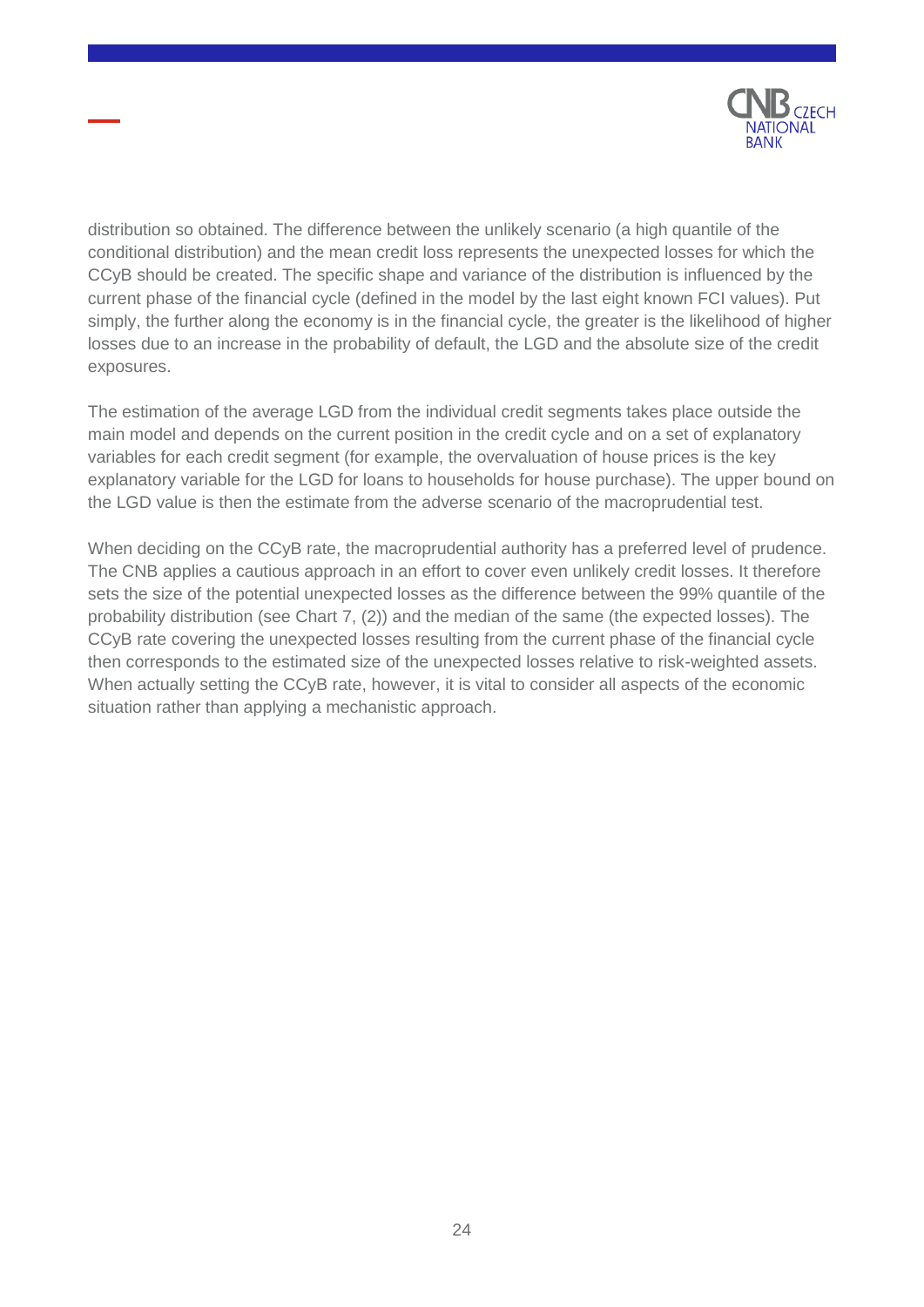distribution so obtained. The difference between the unlikely scenario (a high quantile of the conditional distribution) and the mean credit loss represents the unexpected losses for which the CCyB should be created. The specific shape and variance of the distribution is influenced by the current phase of the financial cycle (defined in the model by the last eight known FCI values). Put simply, the further along the economy is in the financial cycle, the greater is the likelihood of higher losses due to an increase in the probability of default, the LGD and the absolute size of the credit exposures.

The estimation of the average LGD from the individual credit segments takes place outside the main model and depends on the current position in the credit cycle and on a set of explanatory variables for each credit segment (for example, the overvaluation of house prices is the key explanatory variable for the LGD for loans to households for house purchase). The upper bound on the LGD value is then the estimate from the adverse scenario of the macroprudential test.

When deciding on the CCyB rate, the macroprudential authority has a preferred level of prudence. The CNB applies a cautious approach in an effort to cover even unlikely credit losses. It therefore sets the size of the potential unexpected losses as the difference between the 99% quantile of the probability distribution (see Chart 7, (2)) and the median of the same (the expected losses). The CCyB rate covering the unexpected losses resulting from the current phase of the financial cycle then corresponds to the estimated size of the unexpected losses relative to risk-weighted assets. When actually setting the CCyB rate, however, it is vital to consider all aspects of the economic situation rather than applying a mechanistic approach.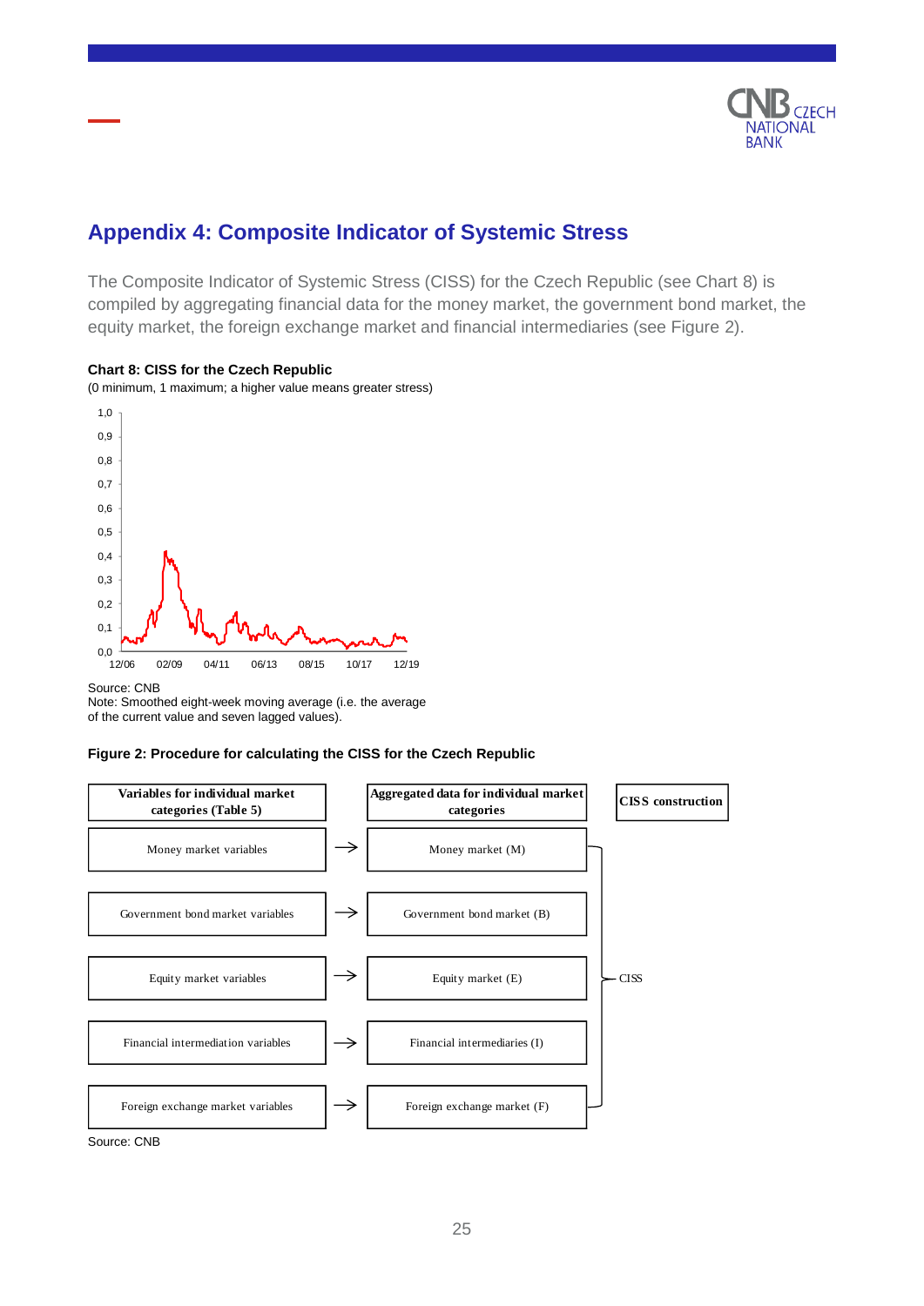## Appendix 4: Composite Indicator of Systemic Stress

The Composite Indicator of Systemic Stress (CISS) for the Czech Republic (see Chart 8) is compiled by aggregating financial data for the money market, the government bond market, the equity market, the foreign exchange market and financial intermediaries (see Figure 2).

**Chart 8: CISS for the Czech Republic**

(0 minimum, 1 maximum; a higher value means greater stress)

Source: CNB

Note: Smoothed eight-week moving average (i.e. the average of the current value and seven lagged values).

**Figure 2: Procedure for calculating the CISS for the Czech Republic**

| Variables for individual market categories (Table 5) | | Aggregated data for individual market categories | CISS construction |
|---|---|---|---|
| Money market variables | → | Money market (M) | CISS |
| Government bond market variables | → | Government bond market (B) | |
| Equity market variables | → | Equity market (E) | |
| Financial intermediation variables | → | Financial intermediaries (I) | |
| Foreign exchange market variables | → | Foreign exchange market (F) | |

Source: CNB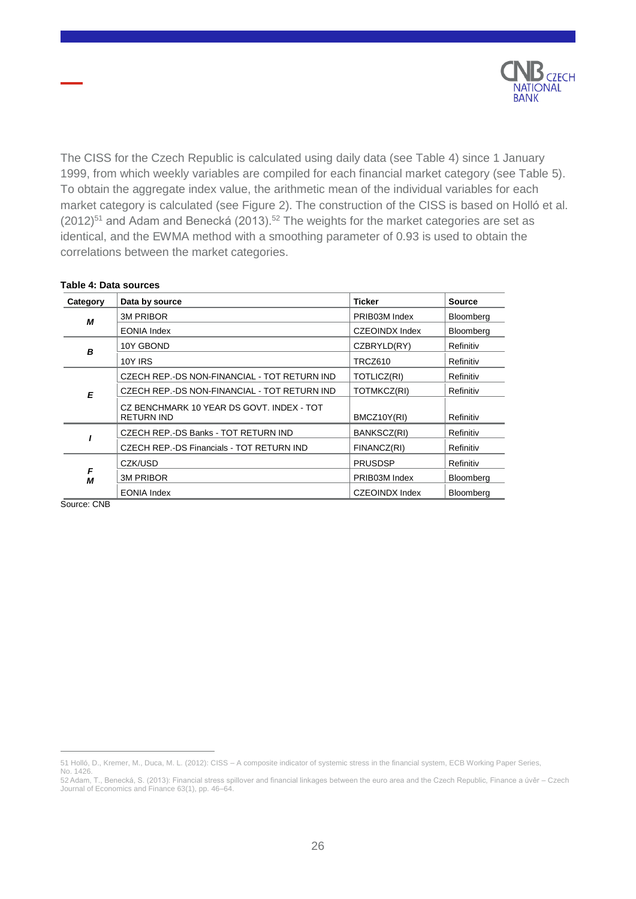The CISS for the Czech Republic is calculated using daily data (see Table 4) since 1 January 1999, from which weekly variables are compiled for each financial market category (see Table 5). To obtain the aggregate index value, the arithmetic mean of the individual variables for each market category is calculated (see Figure 2). The construction of the CISS is based on Holló et al. (2012)[51] and Adam and Benecká (2013).[52] The weights for the market categories are set as identical, and the EWMA method with a smoothing parameter of 0.93 is used to obtain the correlations between the market categories.

**Table 4: Data sources**

| Category | Data by source | Ticker | Source |
|---|---|---|---|
| ***M*** | 3M PRIBOR | PRIB03M Index | Bloomberg |
| | EONIA Index | CZEOINDX Index | Bloomberg |
| ***B*** | 10Y GBOND | CZBRYLD(RY) | Refinitiv |
| | 10Y IRS | TRCZ610 | Refinitiv |
| ***E*** | CZECH REP.-DS NON-FINANCIAL - TOT RETURN IND | TOTLICZ(RI) | Refinitiv |
| | CZECH REP.-DS NON-FINANCIAL - TOT RETURN IND | TOTMKCZ(RI) | Refinitiv |
| | CZ BENCHMARK 10 YEAR DS GOVT. INDEX - TOT RETURN IND | BMCZ10Y(RI) | Refinitiv |
| ***I*** | CZECH REP.-DS Banks - TOT RETURN IND | BANKSCZ(RI) | Refinitiv |
| | CZECH REP.-DS Financials - TOT RETURN IND | FINANCZ(RI) | Refinitiv |
| ***FM*** | CZK/USD | PRUSDSP | Refinitiv |
| | 3M PRIBOR | PRIB03M Index | Bloomberg |
| | EONIA Index | CZEOINDX Index | Bloomberg |

Source: CNB

51 Holló, D., Kremer, M., Duca, M. L. (2012): CISS – A composite indicator of systemic stress in the financial system, ECB Working Paper Series, No. 1426.

52 Adam, T., Benecká, S. (2013): Financial stress spillover and financial linkages between the euro area and the Czech Republic, Finance a úvěr – Czech Journal of Economics and Finance 63(1), pp. 46–64.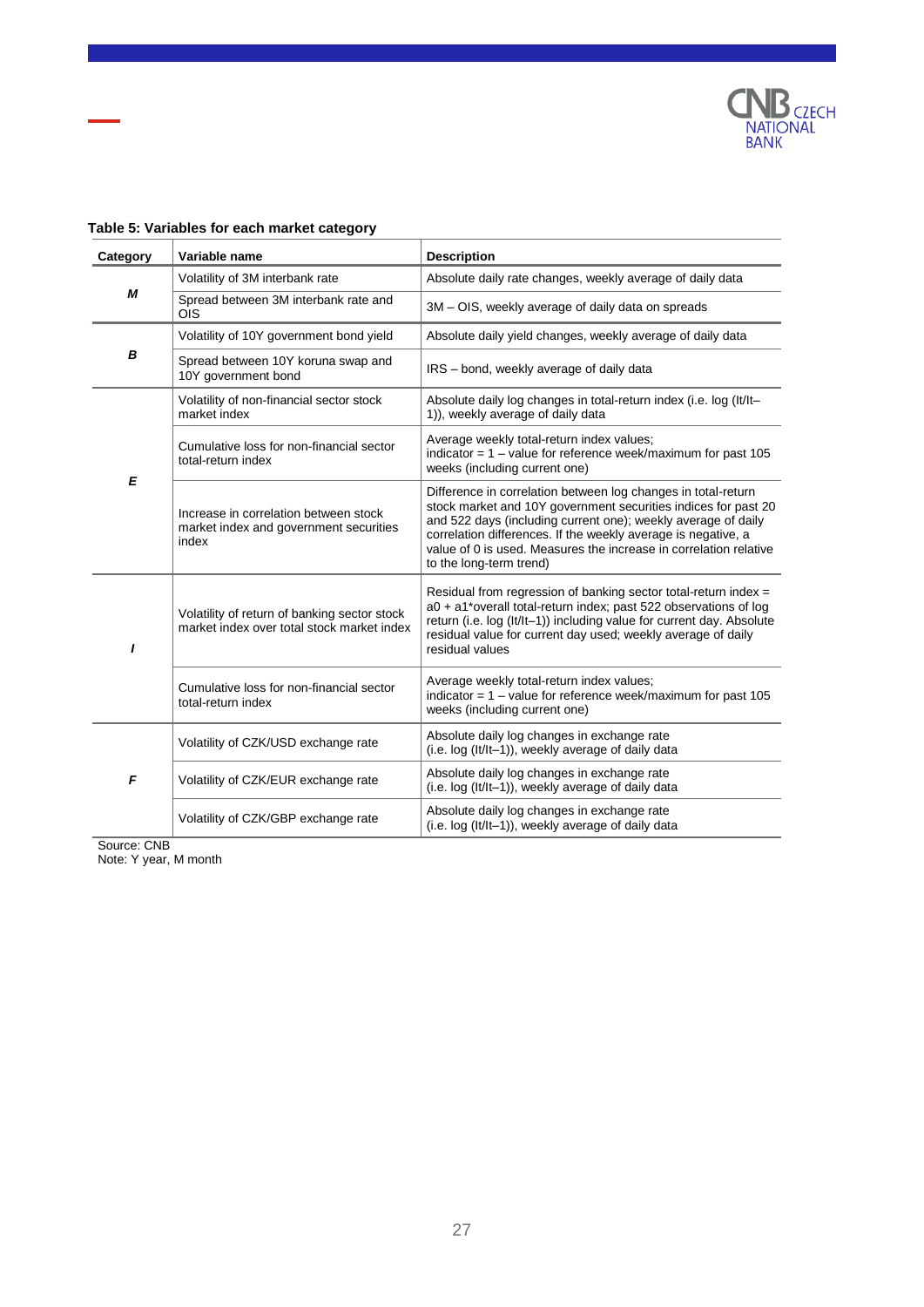**Table 5: Variables for each market category**

| Category | Variable name | Description |
|---|---|---|
| ***M*** | Volatility of 3M interbank rate | Absolute daily rate changes, weekly average of daily data |
| | Spread between 3M interbank rate and OIS | 3M – OIS, weekly average of daily data on spreads |
| ***B*** | Volatility of 10Y government bond yield | Absolute daily yield changes, weekly average of daily data |
| | Spread between 10Y koruna swap and 10Y government bond | IRS – bond, weekly average of daily data |
| ***E*** | Volatility of non-financial sector stock market index | Absolute daily log changes in total-return index (i.e. log (It/It–1)), weekly average of daily data |
| | Cumulative loss for non-financial sector total-return index | Average weekly total-return index values; indicator = 1 – value for reference week/maximum for past 105 weeks (including current one) |
| | Increase in correlation between stock market index and government securities index | Difference in correlation between log changes in total-return stock market and 10Y government securities indices for past 20 and 522 days (including current one); weekly average of daily correlation differences. If the weekly average is negative, a value of 0 is used. Measures the increase in correlation relative to the long-term trend) |
| ***I*** | Volatility of return of banking sector stock market index over total stock market index | Residual from regression of banking sector total-return index = a0 + a1*overall total-return index; past 522 observations of log return (i.e. log (It/It–1)) including value for current day. Absolute residual value for current day used; weekly average of daily residual values |
| | Cumulative loss for non-financial sector total-return index | Average weekly total-return index values; indicator = 1 – value for reference week/maximum for past 105 weeks (including current one) |
| ***F*** | Volatility of CZK/USD exchange rate | Absolute daily log changes in exchange rate (i.e. log (It/It–1)), weekly average of daily data |
| | Volatility of CZK/EUR exchange rate | Absolute daily log changes in exchange rate (i.e. log (It/It–1)), weekly average of daily data |
| | Volatility of CZK/GBP exchange rate | Absolute daily log changes in exchange rate (i.e. log (It/It–1)), weekly average of daily data |

Source: CNB
Note: Y year, M month